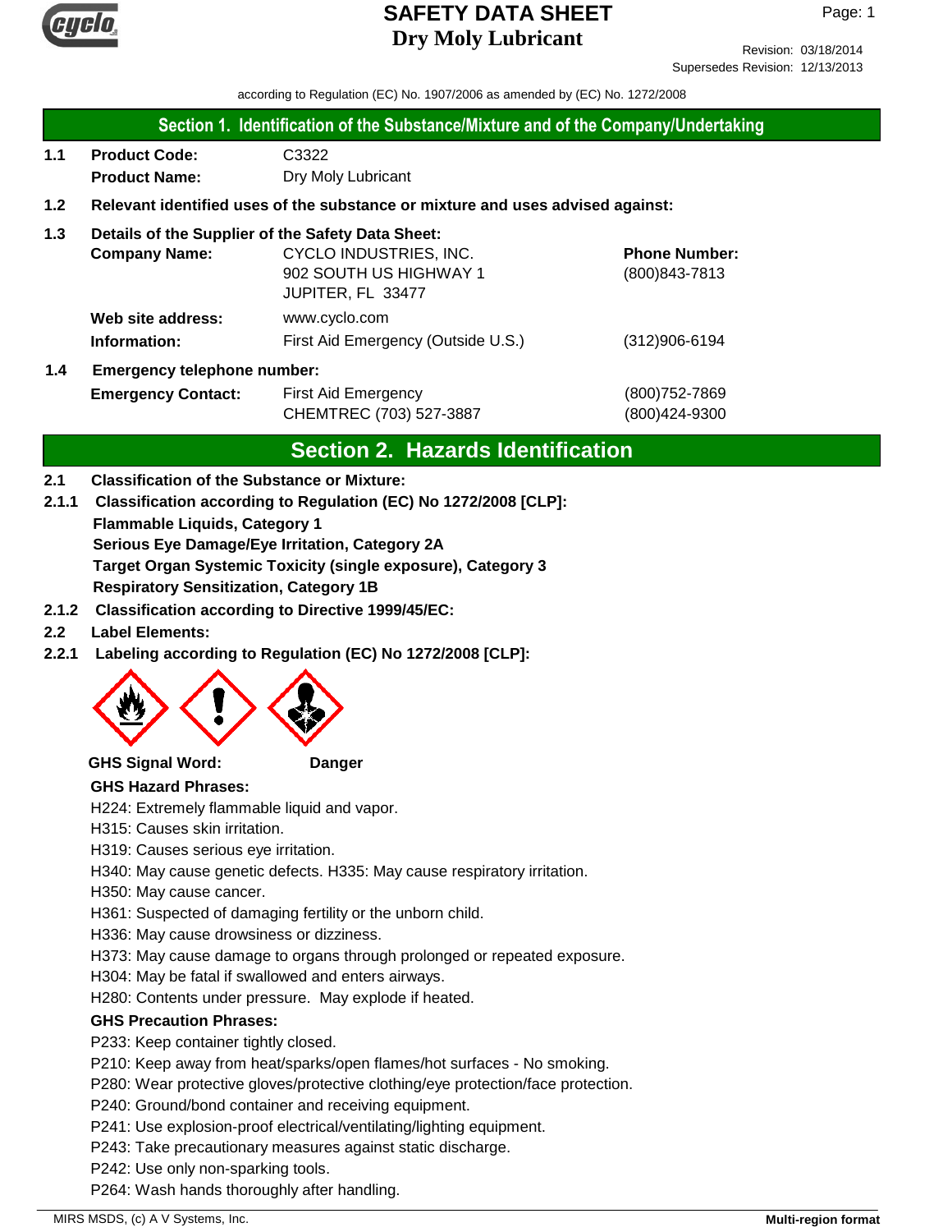# SAFETY DATA SHEET
# Dry Moly Lubricant

Revision: 03/18/2014
Supersedes Revision: 12/13/2013

according to Regulation (EC) No. 1907/2006 as amended by (EC) No. 1272/2008

## Section 1. Identification of the Substance/Mixture and of the Company/Undertaking

**1.1** **Product Code:** C3322
**Product Name:** Dry Moly Lubricant

**1.2** **Relevant identified uses of the substance or mixture and uses advised against:**

**1.3** **Details of the Supplier of the Safety Data Sheet:**

**Company Name:** CYCLO INDUSTRIES, INC.
902 SOUTH US HIGHWAY 1
JUPITER, FL 33477

**Phone Number:** (800)843-7813

**Web site address:** www.cyclo.com

**Information:** First Aid Emergency (Outside U.S.) (312)906-6194

**1.4** **Emergency telephone number:**

**Emergency Contact:** First Aid Emergency (800)752-7869
CHEMTREC (703) 527-3887 (800)424-9300

## Section 2. Hazards Identification

**2.1** **Classification of the Substance or Mixture:**

**2.1.1** **Classification according to Regulation (EC) No 1272/2008 [CLP]:**

**Flammable Liquids, Category 1**
**Serious Eye Damage/Eye Irritation, Category 2A**
**Target Organ Systemic Toxicity (single exposure), Category 3**
**Respiratory Sensitization, Category 1B**

**2.1.2** **Classification according to Directive 1999/45/EC:**

**2.2** **Label Elements:**

**2.2.1** **Labeling according to Regulation (EC) No 1272/2008 [CLP]:**

**GHS Signal Word:** **Danger**

**GHS Hazard Phrases:**

H224: Extremely flammable liquid and vapor.
H315: Causes skin irritation.
H319: Causes serious eye irritation.
H340: May cause genetic defects. H335: May cause respiratory irritation.
H350: May cause cancer.
H361: Suspected of damaging fertility or the unborn child.
H336: May cause drowsiness or dizziness.
H373: May cause damage to organs through prolonged or repeated exposure.
H304: May be fatal if swallowed and enters airways.
H280: Contents under pressure. May explode if heated.

**GHS Precaution Phrases:**

P233: Keep container tightly closed.
P210: Keep away from heat/sparks/open flames/hot surfaces - No smoking.
P280: Wear protective gloves/protective clothing/eye protection/face protection.
P240: Ground/bond container and receiving equipment.
P241: Use explosion-proof electrical/ventilating/lighting equipment.
P243: Take precautionary measures against static discharge.
P242: Use only non-sparking tools.
P264: Wash hands thoroughly after handling.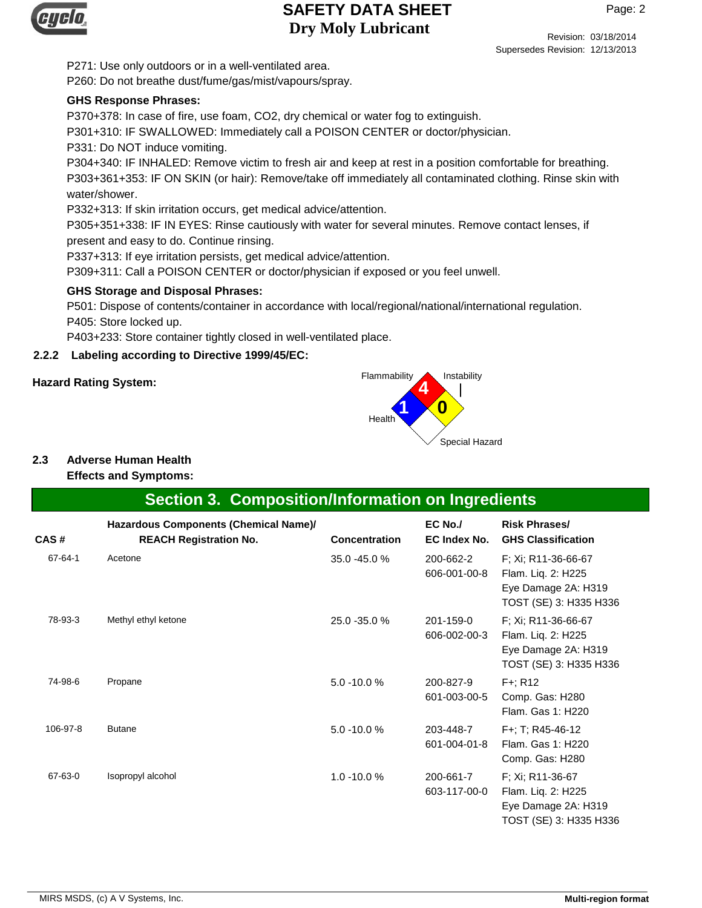P271: Use only outdoors or in a well-ventilated area.
P260: Do not breathe dust/fume/gas/mist/vapours/spray.

**GHS Response Phrases:**

P370+378: In case of fire, use foam, CO2, dry chemical or water fog to extinguish.
P301+310: IF SWALLOWED: Immediately call a POISON CENTER or doctor/physician.
P331: Do NOT induce vomiting.
P304+340: IF INHALED: Remove victim to fresh air and keep at rest in a position comfortable for breathing.
P303+361+353: IF ON SKIN (or hair): Remove/take off immediately all contaminated clothing. Rinse skin with water/shower.
P332+313: If skin irritation occurs, get medical advice/attention.
P305+351+338: IF IN EYES: Rinse cautiously with water for several minutes. Remove contact lenses, if present and easy to do. Continue rinsing.
P337+313: If eye irritation persists, get medical advice/attention.
P309+311: Call a POISON CENTER or doctor/physician if exposed or you feel unwell.

**GHS Storage and Disposal Phrases:**

P501: Dispose of contents/container in accordance with local/regional/national/international regulation.
P405: Store locked up.
P403+233: Store container tightly closed in well-ventilated place.

### 2.2.2 Labeling according to Directive 1999/45/EC:

**Hazard Rating System:**

Flammability: 4
Health: 1
Instability: 0
Special Hazard:

### 2.3 Adverse Human Health Effects and Symptoms:

## Section 3. Composition/Information on Ingredients

| CAS # | Hazardous Components (Chemical Name)/ REACH Registration No. | Concentration | EC No./ EC Index No. | Risk Phrases/ GHS Classification |
|---|---|---|---|---|
| 67-64-1 | Acetone | 35.0 -45.0 % | 200-662-2<br>606-001-00-8 | F; Xi; R11-36-66-67<br>Flam. Liq. 2: H225<br>Eye Damage 2A: H319<br>TOST (SE) 3: H335 H336 |
| 78-93-3 | Methyl ethyl ketone | 25.0 -35.0 % | 201-159-0<br>606-002-00-3 | F; Xi; R11-36-66-67<br>Flam. Liq. 2: H225<br>Eye Damage 2A: H319<br>TOST (SE) 3: H335 H336 |
| 74-98-6 | Propane | 5.0 -10.0 % | 200-827-9<br>601-003-00-5 | F+; R12<br>Comp. Gas: H280<br>Flam. Gas 1: H220 |
| 106-97-8 | Butane | 5.0 -10.0 % | 203-448-7<br>601-004-01-8 | F+; T; R45-46-12<br>Flam. Gas 1: H220<br>Comp. Gas: H280 |
| 67-63-0 | Isopropyl alcohol | 1.0 -10.0 % | 200-661-7<br>603-117-00-0 | F; Xi; R11-36-67<br>Flam. Liq. 2: H225<br>Eye Damage 2A: H319<br>TOST (SE) 3: H335 H336 |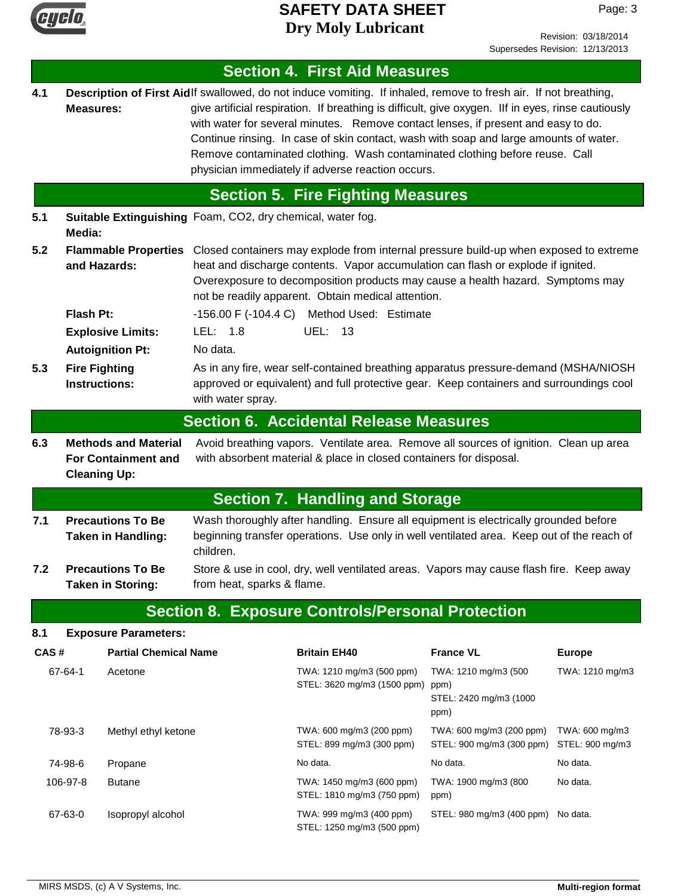## Section 4. First Aid Measures

**4.1 Description of First Aid Measures:** If swallowed, do not induce vomiting. If inhaled, remove to fresh air. If not breathing, give artificial respiration. If breathing is difficult, give oxygen. IIf in eyes, rinse cautiously with water for several minutes. Remove contact lenses, if present and easy to do. Continue rinsing. In case of skin contact, wash with soap and large amounts of water. Remove contaminated clothing. Wash contaminated clothing before reuse. Call physician immediately if adverse reaction occurs.

## Section 5. Fire Fighting Measures

**5.1 Suitable Extinguishing Media:** Foam, CO2, dry chemical, water fog.

**5.2 Flammable Properties and Hazards:** Closed containers may explode from internal pressure build-up when exposed to extreme heat and discharge contents. Vapor accumulation can flash or explode if ignited. Overexposure to decomposition products may cause a health hazard. Symptoms may not be readily apparent. Obtain medical attention.

**Flash Pt:** -156.00 F (-104.4 C) Method Used: Estimate

**Explosive Limits:** LEL: 1.8 UEL: 13

**Autoignition Pt:** No data.

**5.3 Fire Fighting Instructions:** As in any fire, wear self-contained breathing apparatus pressure-demand (MSHA/NIOSH approved or equivalent) and full protective gear. Keep containers and surroundings cool with water spray.

## Section 6. Accidental Release Measures

**6.3 Methods and Material For Containment and Cleaning Up:** Avoid breathing vapors. Ventilate area. Remove all sources of ignition. Clean up area with absorbent material & place in closed containers for disposal.

## Section 7. Handling and Storage

**7.1 Precautions To Be Taken in Handling:** Wash thoroughly after handling. Ensure all equipment is electrically grounded before beginning transfer operations. Use only in well ventilated area. Keep out of the reach of children.

**7.2 Precautions To Be Taken in Storing:** Store & use in cool, dry, well ventilated areas. Vapors may cause flash fire. Keep away from heat, sparks & flame.

## Section 8. Exposure Controls/Personal Protection

**8.1 Exposure Parameters:**

| CAS # | Partial Chemical Name | Britain EH40 | France VL | Europe |
|---|---|---|---|---|
| 67-64-1 | Acetone | TWA: 1210 mg/m3 (500 ppm) STEL: 3620 mg/m3 (1500 ppm) | TWA: 1210 mg/m3 (500 ppm) STEL: 2420 mg/m3 (1000 ppm) | TWA: 1210 mg/m3 |
| 78-93-3 | Methyl ethyl ketone | TWA: 600 mg/m3 (200 ppm) STEL: 899 mg/m3 (300 ppm) | TWA: 600 mg/m3 (200 ppm) STEL: 900 mg/m3 (300 ppm) | TWA: 600 mg/m3 STEL: 900 mg/m3 |
| 74-98-6 | Propane | No data. | No data. | No data. |
| 106-97-8 | Butane | TWA: 1450 mg/m3 (600 ppm) STEL: 1810 mg/m3 (750 ppm) | TWA: 1900 mg/m3 (800 ppm) | No data. |
| 67-63-0 | Isopropyl alcohol | TWA: 999 mg/m3 (400 ppm) STEL: 1250 mg/m3 (500 ppm) | STEL: 980 mg/m3 (400 ppm) | No data. |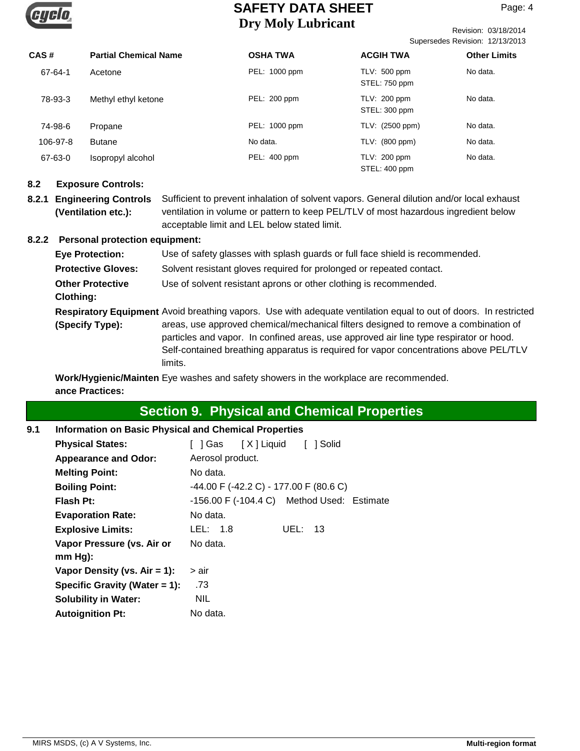| CAS # | Partial Chemical Name | OSHA TWA | ACGIH TWA | Other Limits |
| --- | --- | --- | --- | --- |
| 67-64-1 | Acetone | PEL: 1000 ppm | TLV: 500 ppm<br>STEL: 750 ppm | No data. |
| 78-93-3 | Methyl ethyl ketone | PEL: 200 ppm | TLV: 200 ppm<br>STEL: 300 ppm | No data. |
| 74-98-6 | Propane | PEL: 1000 ppm | TLV: (2500 ppm) | No data. |
| 106-97-8 | Butane | No data. | TLV: (800 ppm) | No data. |
| 67-63-0 | Isopropyl alcohol | PEL: 400 ppm | TLV: 200 ppm<br>STEL: 400 ppm | No data. |

**8.2 Exposure Controls:**

**8.2.1 Engineering Controls (Ventilation etc.):** Sufficient to prevent inhalation of solvent vapors. General dilution and/or local exhaust ventilation in volume or pattern to keep PEL/TLV of most hazardous ingredient below acceptable limit and LEL below stated limit.

**8.2.2 Personal protection equipment:**

**Eye Protection:** Use of safety glasses with splash guards or full face shield is recommended.

**Protective Gloves:** Solvent resistant gloves required for prolonged or repeated contact.

**Other Protective Clothing:** Use of solvent resistant aprons or other clothing is recommended.

**Respiratory Equipment (Specify Type):** Avoid breathing vapors. Use with adequate ventilation equal to out of doors. In restricted areas, use approved chemical/mechanical filters designed to remove a combination of particles and vapor. In confined areas, use approved air line type respirator or hood. Self-contained breathing apparatus is required for vapor concentrations above PEL/TLV limits.

**Work/Hygienic/Maintenance Practices:** Eye washes and safety showers in the workplace are recommended.

## Section 9. Physical and Chemical Properties

**9.1 Information on Basic Physical and Chemical Properties**

**Physical States:** [ ] Gas [ X ] Liquid [ ] Solid

**Appearance and Odor:** Aerosol product.

**Melting Point:** No data.

**Boiling Point:** -44.00 F (-42.2 C) - 177.00 F (80.6 C)

**Flash Pt:** -156.00 F (-104.4 C) Method Used: Estimate

**Evaporation Rate:** No data.

**Explosive Limits:** LEL: 1.8 UEL: 13

**Vapor Pressure (vs. Air or mm Hg):** No data.

**Vapor Density (vs. Air = 1):** > air

**Specific Gravity (Water = 1):** .73

**Solubility in Water:** NIL

**Autoignition Pt:** No data.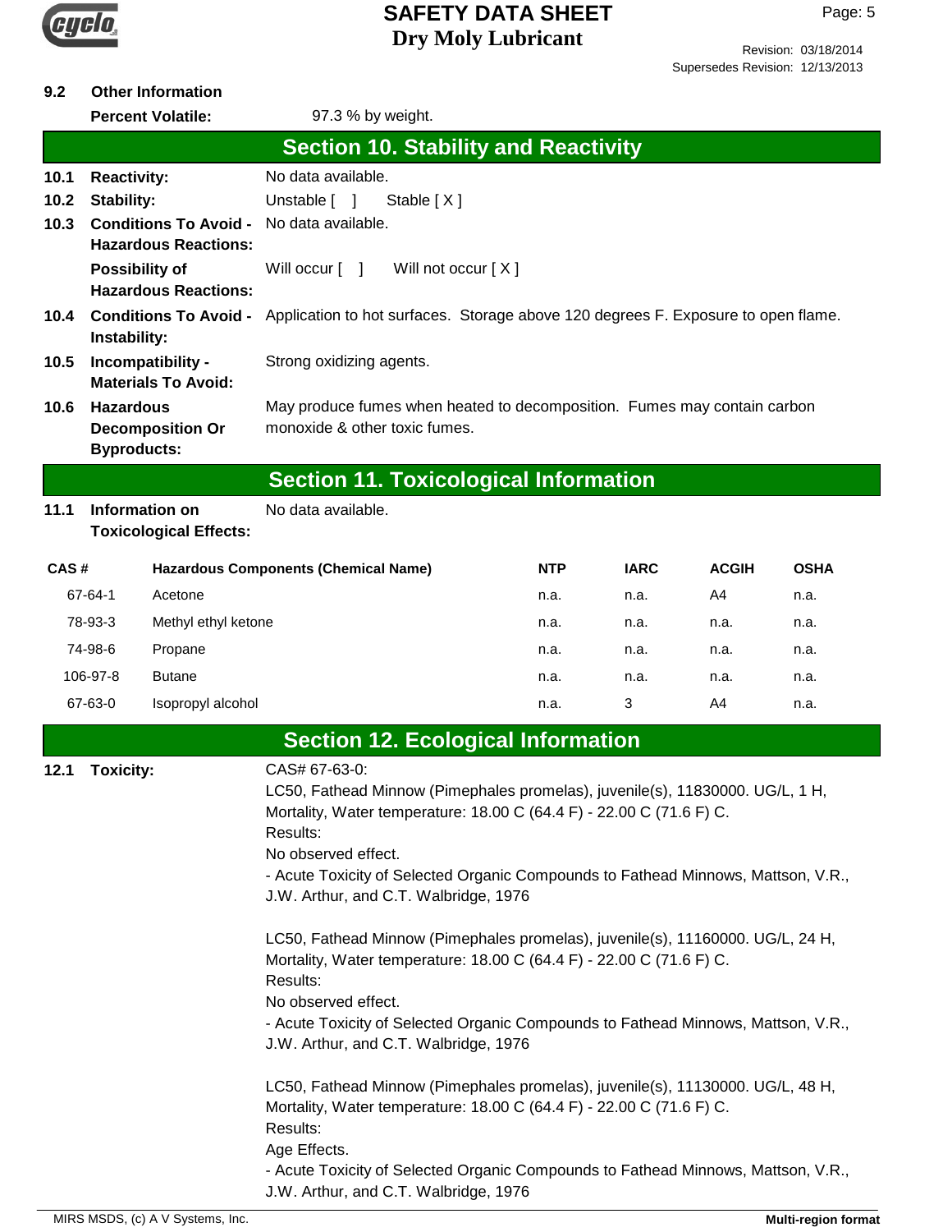**9.2 Other Information**

**Percent Volatile:** 97.3 % by weight.

## Section 10. Stability and Reactivity

**10.1 Reactivity:** No data available.

**10.2 Stability:** Unstable [ ] Stable [ X ]

**10.3 Conditions To Avoid - Hazardous Reactions:** No data available.

**Possibility of Hazardous Reactions:** Will occur [ ] Will not occur [ X ]

**10.4 Conditions To Avoid - Instability:** Application to hot surfaces. Storage above 120 degrees F. Exposure to open flame.

**10.5 Incompatibility - Materials To Avoid:** Strong oxidizing agents.

**10.6 Hazardous Decomposition Or Byproducts:** May produce fumes when heated to decomposition. Fumes may contain carbon monoxide & other toxic fumes.

## Section 11. Toxicological Information

**11.1 Information on Toxicological Effects:** No data available.

| CAS # | Hazardous Components (Chemical Name) | NTP | IARC | ACGIH | OSHA |
|---|---|---|---|---|---|
| 67-64-1 | Acetone | n.a. | n.a. | A4 | n.a. |
| 78-93-3 | Methyl ethyl ketone | n.a. | n.a. | n.a. | n.a. |
| 74-98-6 | Propane | n.a. | n.a. | n.a. | n.a. |
| 106-97-8 | Butane | n.a. | n.a. | n.a. | n.a. |
| 67-63-0 | Isopropyl alcohol | n.a. | 3 | A4 | n.a. |

## Section 12. Ecological Information

**12.1 Toxicity:** CAS# 67-63-0:

LC50, Fathead Minnow (Pimephales promelas), juvenile(s), 11830000. UG/L, 1 H, Mortality, Water temperature: 18.00 C (64.4 F) - 22.00 C (71.6 F) C.
Results:
No observed effect.
- Acute Toxicity of Selected Organic Compounds to Fathead Minnows, Mattson, V.R., J.W. Arthur, and C.T. Walbridge, 1976

LC50, Fathead Minnow (Pimephales promelas), juvenile(s), 11160000. UG/L, 24 H, Mortality, Water temperature: 18.00 C (64.4 F) - 22.00 C (71.6 F) C.
Results:
No observed effect.
- Acute Toxicity of Selected Organic Compounds to Fathead Minnows, Mattson, V.R., J.W. Arthur, and C.T. Walbridge, 1976

LC50, Fathead Minnow (Pimephales promelas), juvenile(s), 11130000. UG/L, 48 H, Mortality, Water temperature: 18.00 C (64.4 F) - 22.00 C (71.6 F) C.
Results:
Age Effects.
- Acute Toxicity of Selected Organic Compounds to Fathead Minnows, Mattson, V.R., J.W. Arthur, and C.T. Walbridge, 1976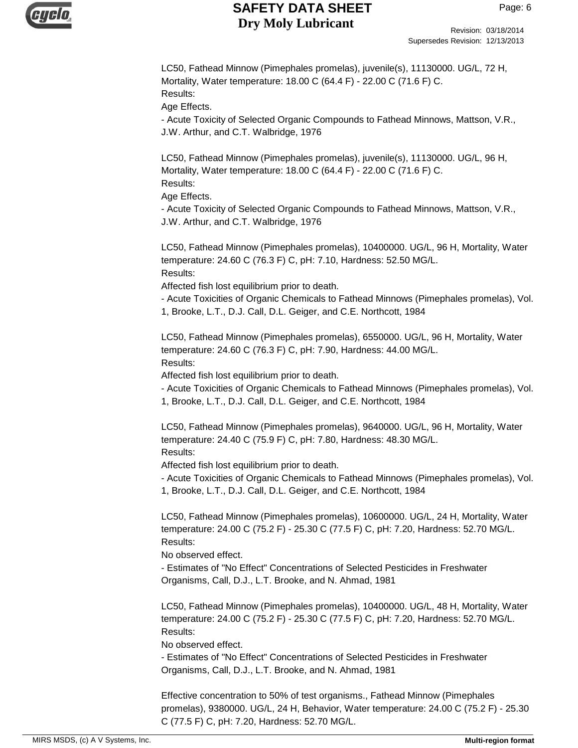LC50, Fathead Minnow (Pimephales promelas), juvenile(s), 11130000. UG/L, 72 H, Mortality, Water temperature: 18.00 C (64.4 F) - 22.00 C (71.6 F) C.
Results:
Age Effects.
- Acute Toxicity of Selected Organic Compounds to Fathead Minnows, Mattson, V.R., J.W. Arthur, and C.T. Walbridge, 1976

LC50, Fathead Minnow (Pimephales promelas), juvenile(s), 11130000. UG/L, 96 H, Mortality, Water temperature: 18.00 C (64.4 F) - 22.00 C (71.6 F) C.
Results:
Age Effects.
- Acute Toxicity of Selected Organic Compounds to Fathead Minnows, Mattson, V.R., J.W. Arthur, and C.T. Walbridge, 1976

LC50, Fathead Minnow (Pimephales promelas), 10400000. UG/L, 96 H, Mortality, Water temperature: 24.60 C (76.3 F) C, pH: 7.10, Hardness: 52.50 MG/L.
Results:
Affected fish lost equilibrium prior to death.
- Acute Toxicities of Organic Chemicals to Fathead Minnows (Pimephales promelas), Vol. 1, Brooke, L.T., D.J. Call, D.L. Geiger, and C.E. Northcott, 1984

LC50, Fathead Minnow (Pimephales promelas), 6550000. UG/L, 96 H, Mortality, Water temperature: 24.60 C (76.3 F) C, pH: 7.90, Hardness: 44.00 MG/L.
Results:
Affected fish lost equilibrium prior to death.
- Acute Toxicities of Organic Chemicals to Fathead Minnows (Pimephales promelas), Vol. 1, Brooke, L.T., D.J. Call, D.L. Geiger, and C.E. Northcott, 1984

LC50, Fathead Minnow (Pimephales promelas), 9640000. UG/L, 96 H, Mortality, Water temperature: 24.40 C (75.9 F) C, pH: 7.80, Hardness: 48.30 MG/L.
Results:
Affected fish lost equilibrium prior to death.
- Acute Toxicities of Organic Chemicals to Fathead Minnows (Pimephales promelas), Vol. 1, Brooke, L.T., D.J. Call, D.L. Geiger, and C.E. Northcott, 1984

LC50, Fathead Minnow (Pimephales promelas), 10600000. UG/L, 24 H, Mortality, Water temperature: 24.00 C (75.2 F) - 25.30 C (77.5 F) C, pH: 7.20, Hardness: 52.70 MG/L.
Results:
No observed effect.
- Estimates of "No Effect" Concentrations of Selected Pesticides in Freshwater Organisms, Call, D.J., L.T. Brooke, and N. Ahmad, 1981

LC50, Fathead Minnow (Pimephales promelas), 10400000. UG/L, 48 H, Mortality, Water temperature: 24.00 C (75.2 F) - 25.30 C (77.5 F) C, pH: 7.20, Hardness: 52.70 MG/L.
Results:
No observed effect.
- Estimates of "No Effect" Concentrations of Selected Pesticides in Freshwater Organisms, Call, D.J., L.T. Brooke, and N. Ahmad, 1981

Effective concentration to 50% of test organisms., Fathead Minnow (Pimephales promelas), 9380000. UG/L, 24 H, Behavior, Water temperature: 24.00 C (75.2 F) - 25.30 C (77.5 F) C, pH: 7.20, Hardness: 52.70 MG/L.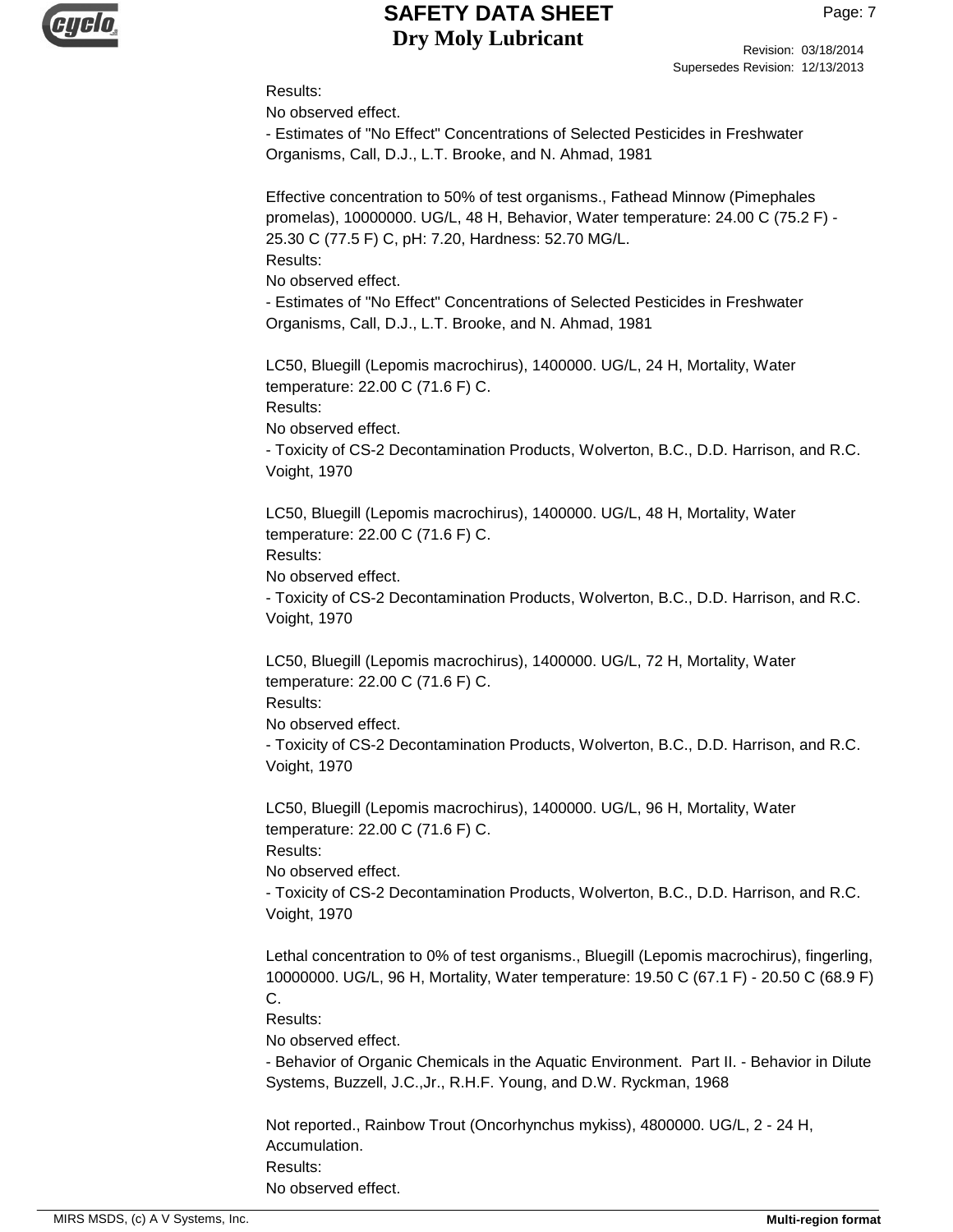Results:
No observed effect.
- Estimates of "No Effect" Concentrations of Selected Pesticides in Freshwater Organisms, Call, D.J., L.T. Brooke, and N. Ahmad, 1981

Effective concentration to 50% of test organisms., Fathead Minnow (Pimephales promelas), 10000000. UG/L, 48 H, Behavior, Water temperature: 24.00 C (75.2 F) - 25.30 C (77.5 F) C, pH: 7.20, Hardness: 52.70 MG/L.
Results:
No observed effect.
- Estimates of "No Effect" Concentrations of Selected Pesticides in Freshwater Organisms, Call, D.J., L.T. Brooke, and N. Ahmad, 1981

LC50, Bluegill (Lepomis macrochirus), 1400000. UG/L, 24 H, Mortality, Water temperature: 22.00 C (71.6 F) C.
Results:
No observed effect.
- Toxicity of CS-2 Decontamination Products, Wolverton, B.C., D.D. Harrison, and R.C. Voight, 1970

LC50, Bluegill (Lepomis macrochirus), 1400000. UG/L, 48 H, Mortality, Water temperature: 22.00 C (71.6 F) C.
Results:
No observed effect.
- Toxicity of CS-2 Decontamination Products, Wolverton, B.C., D.D. Harrison, and R.C. Voight, 1970

LC50, Bluegill (Lepomis macrochirus), 1400000. UG/L, 72 H, Mortality, Water temperature: 22.00 C (71.6 F) C.
Results:
No observed effect.
- Toxicity of CS-2 Decontamination Products, Wolverton, B.C., D.D. Harrison, and R.C. Voight, 1970

LC50, Bluegill (Lepomis macrochirus), 1400000. UG/L, 96 H, Mortality, Water temperature: 22.00 C (71.6 F) C.
Results:
No observed effect.
- Toxicity of CS-2 Decontamination Products, Wolverton, B.C., D.D. Harrison, and R.C. Voight, 1970

Lethal concentration to 0% of test organisms., Bluegill (Lepomis macrochirus), fingerling, 10000000. UG/L, 96 H, Mortality, Water temperature: 19.50 C (67.1 F) - 20.50 C (68.9 F) C.
Results:
No observed effect.
- Behavior of Organic Chemicals in the Aquatic Environment. Part II. - Behavior in Dilute Systems, Buzzell, J.C.,Jr., R.H.F. Young, and D.W. Ryckman, 1968

Not reported., Rainbow Trout (Oncorhynchus mykiss), 4800000. UG/L, 2 - 24 H, Accumulation.
Results:
No observed effect.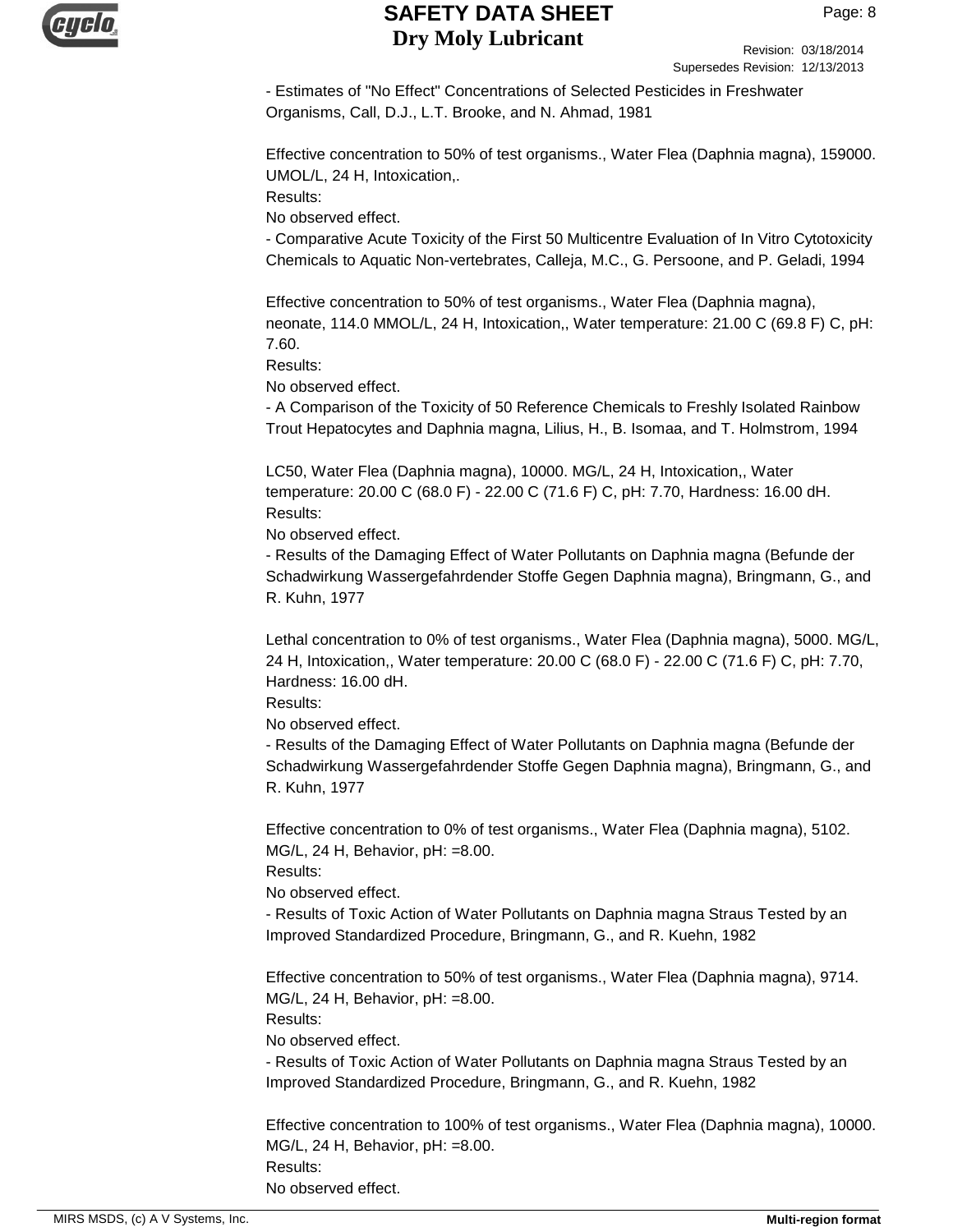- Estimates of "No Effect" Concentrations of Selected Pesticides in Freshwater Organisms, Call, D.J., L.T. Brooke, and N. Ahmad, 1981

Effective concentration to 50% of test organisms., Water Flea (Daphnia magna), 159000. UMOL/L, 24 H, Intoxication,.
Results:
No observed effect.
- Comparative Acute Toxicity of the First 50 Multicentre Evaluation of In Vitro Cytotoxicity Chemicals to Aquatic Non-vertebrates, Calleja, M.C., G. Persoone, and P. Geladi, 1994

Effective concentration to 50% of test organisms., Water Flea (Daphnia magna), neonate, 114.0 MMOL/L, 24 H, Intoxication,, Water temperature: 21.00 C (69.8 F) C, pH: 7.60.
Results:
No observed effect.
- A Comparison of the Toxicity of 50 Reference Chemicals to Freshly Isolated Rainbow Trout Hepatocytes and Daphnia magna, Lilius, H., B. Isomaa, and T. Holmstrom, 1994

LC50, Water Flea (Daphnia magna), 10000. MG/L, 24 H, Intoxication,, Water temperature: 20.00 C (68.0 F) - 22.00 C (71.6 F) C, pH: 7.70, Hardness: 16.00 dH.
Results:
No observed effect.
- Results of the Damaging Effect of Water Pollutants on Daphnia magna (Befunde der Schadwirkung Wassergefahrdender Stoffe Gegen Daphnia magna), Bringmann, G., and R. Kuhn, 1977

Lethal concentration to 0% of test organisms., Water Flea (Daphnia magna), 5000. MG/L, 24 H, Intoxication,, Water temperature: 20.00 C (68.0 F) - 22.00 C (71.6 F) C, pH: 7.70, Hardness: 16.00 dH.
Results:
No observed effect.
- Results of the Damaging Effect of Water Pollutants on Daphnia magna (Befunde der Schadwirkung Wassergefahrdender Stoffe Gegen Daphnia magna), Bringmann, G., and R. Kuhn, 1977

Effective concentration to 0% of test organisms., Water Flea (Daphnia magna), 5102. MG/L, 24 H, Behavior, pH: =8.00.
Results:
No observed effect.
- Results of Toxic Action of Water Pollutants on Daphnia magna Straus Tested by an Improved Standardized Procedure, Bringmann, G., and R. Kuehn, 1982

Effective concentration to 50% of test organisms., Water Flea (Daphnia magna), 9714. MG/L, 24 H, Behavior, pH: =8.00.
Results:
No observed effect.
- Results of Toxic Action of Water Pollutants on Daphnia magna Straus Tested by an Improved Standardized Procedure, Bringmann, G., and R. Kuehn, 1982

Effective concentration to 100% of test organisms., Water Flea (Daphnia magna), 10000. MG/L, 24 H, Behavior, pH: =8.00.
Results:
No observed effect.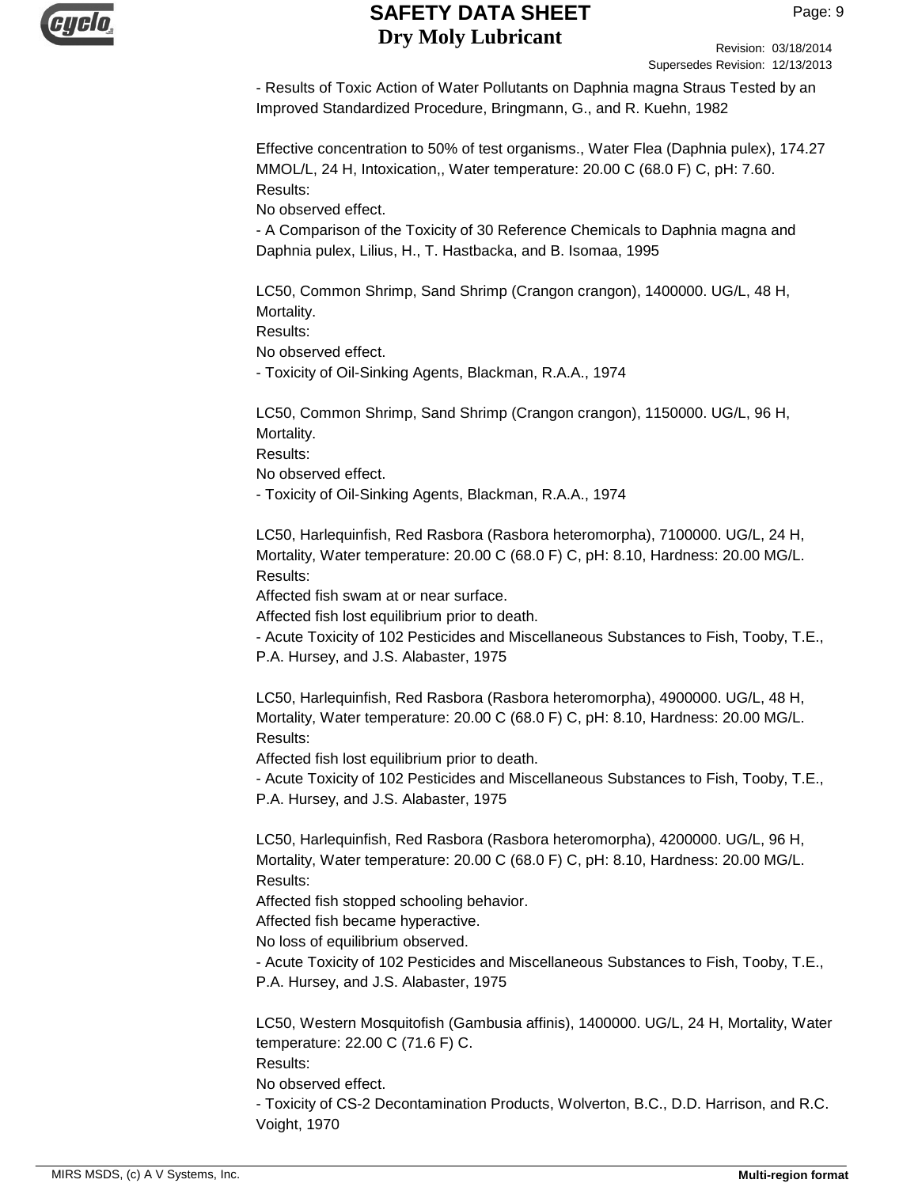- Results of Toxic Action of Water Pollutants on Daphnia magna Straus Tested by an Improved Standardized Procedure, Bringmann, G., and R. Kuehn, 1982

Effective concentration to 50% of test organisms., Water Flea (Daphnia pulex), 174.27 MMOL/L, 24 H, Intoxication,, Water temperature: 20.00 C (68.0 F) C, pH: 7.60.
Results:
No observed effect.
- A Comparison of the Toxicity of 30 Reference Chemicals to Daphnia magna and Daphnia pulex, Lilius, H., T. Hastbacka, and B. Isomaa, 1995

LC50, Common Shrimp, Sand Shrimp (Crangon crangon), 1400000. UG/L, 48 H, Mortality.
Results:
No observed effect.
- Toxicity of Oil-Sinking Agents, Blackman, R.A.A., 1974

LC50, Common Shrimp, Sand Shrimp (Crangon crangon), 1150000. UG/L, 96 H, Mortality.
Results:
No observed effect.
- Toxicity of Oil-Sinking Agents, Blackman, R.A.A., 1974

LC50, Harlequinfish, Red Rasbora (Rasbora heteromorpha), 7100000. UG/L, 24 H, Mortality, Water temperature: 20.00 C (68.0 F) C, pH: 8.10, Hardness: 20.00 MG/L.
Results:
Affected fish swam at or near surface.
Affected fish lost equilibrium prior to death.
- Acute Toxicity of 102 Pesticides and Miscellaneous Substances to Fish, Tooby, T.E., P.A. Hursey, and J.S. Alabaster, 1975

LC50, Harlequinfish, Red Rasbora (Rasbora heteromorpha), 4900000. UG/L, 48 H, Mortality, Water temperature: 20.00 C (68.0 F) C, pH: 8.10, Hardness: 20.00 MG/L.
Results:
Affected fish lost equilibrium prior to death.
- Acute Toxicity of 102 Pesticides and Miscellaneous Substances to Fish, Tooby, T.E., P.A. Hursey, and J.S. Alabaster, 1975

LC50, Harlequinfish, Red Rasbora (Rasbora heteromorpha), 4200000. UG/L, 96 H, Mortality, Water temperature: 20.00 C (68.0 F) C, pH: 8.10, Hardness: 20.00 MG/L.
Results:
Affected fish stopped schooling behavior.
Affected fish became hyperactive.
No loss of equilibrium observed.
- Acute Toxicity of 102 Pesticides and Miscellaneous Substances to Fish, Tooby, T.E., P.A. Hursey, and J.S. Alabaster, 1975

LC50, Western Mosquitofish (Gambusia affinis), 1400000. UG/L, 24 H, Mortality, Water temperature: 22.00 C (71.6 F) C.
Results:
No observed effect.
- Toxicity of CS-2 Decontamination Products, Wolverton, B.C., D.D. Harrison, and R.C. Voight, 1970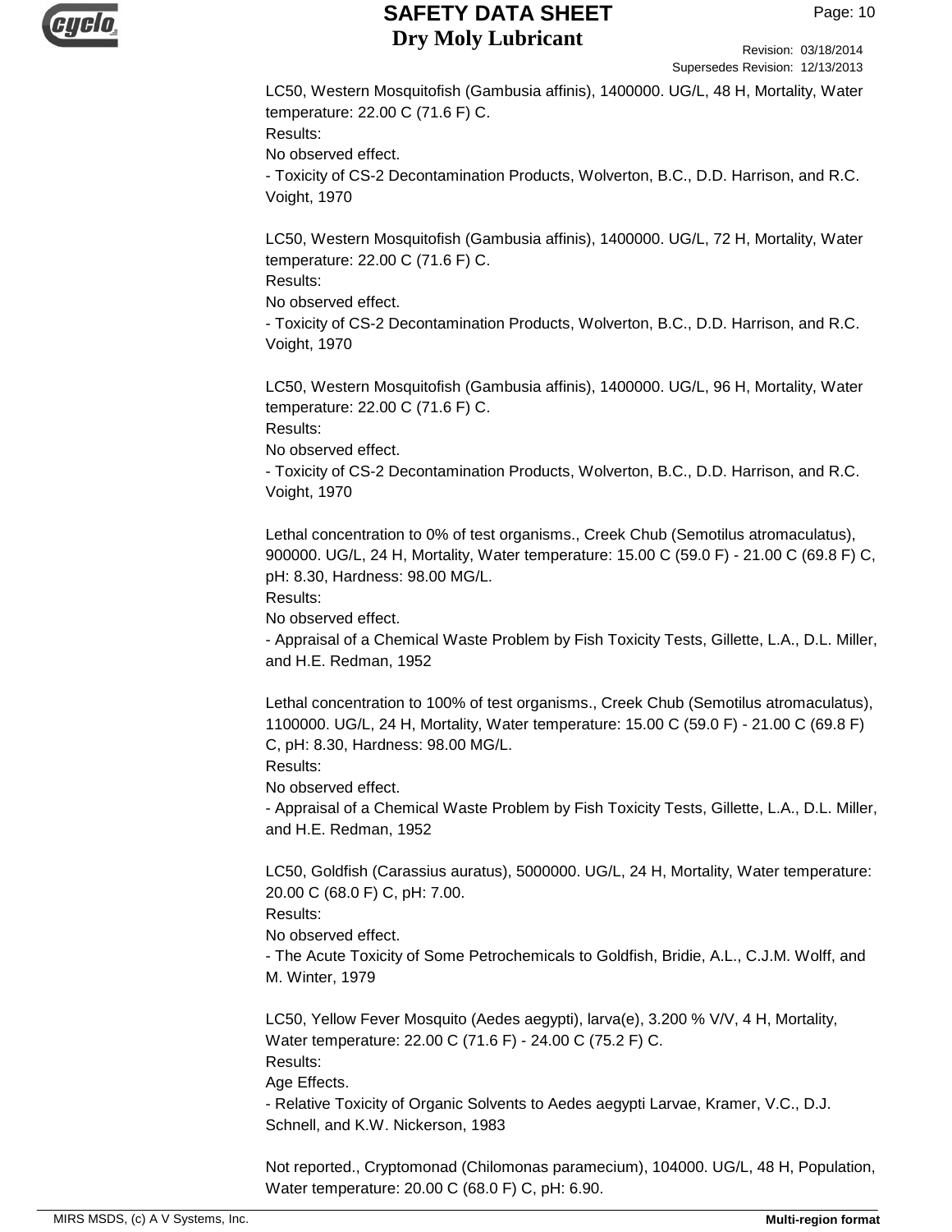LC50, Western Mosquitofish (Gambusia affinis), 1400000. UG/L, 48 H, Mortality, Water temperature: 22.00 C (71.6 F) C.
Results:
No observed effect.
- Toxicity of CS-2 Decontamination Products, Wolverton, B.C., D.D. Harrison, and R.C. Voight, 1970

LC50, Western Mosquitofish (Gambusia affinis), 1400000. UG/L, 72 H, Mortality, Water temperature: 22.00 C (71.6 F) C.
Results:
No observed effect.
- Toxicity of CS-2 Decontamination Products, Wolverton, B.C., D.D. Harrison, and R.C. Voight, 1970

LC50, Western Mosquitofish (Gambusia affinis), 1400000. UG/L, 96 H, Mortality, Water temperature: 22.00 C (71.6 F) C.
Results:
No observed effect.
- Toxicity of CS-2 Decontamination Products, Wolverton, B.C., D.D. Harrison, and R.C. Voight, 1970

Lethal concentration to 0% of test organisms., Creek Chub (Semotilus atromaculatus), 900000. UG/L, 24 H, Mortality, Water temperature: 15.00 C (59.0 F) - 21.00 C (69.8 F) C, pH: 8.30, Hardness: 98.00 MG/L.
Results:
No observed effect.
- Appraisal of a Chemical Waste Problem by Fish Toxicity Tests, Gillette, L.A., D.L. Miller, and H.E. Redman, 1952

Lethal concentration to 100% of test organisms., Creek Chub (Semotilus atromaculatus), 1100000. UG/L, 24 H, Mortality, Water temperature: 15.00 C (59.0 F) - 21.00 C (69.8 F) C, pH: 8.30, Hardness: 98.00 MG/L.
Results:
No observed effect.
- Appraisal of a Chemical Waste Problem by Fish Toxicity Tests, Gillette, L.A., D.L. Miller, and H.E. Redman, 1952

LC50, Goldfish (Carassius auratus), 5000000. UG/L, 24 H, Mortality, Water temperature: 20.00 C (68.0 F) C, pH: 7.00.
Results:
No observed effect.
- The Acute Toxicity of Some Petrochemicals to Goldfish, Bridie, A.L., C.J.M. Wolff, and M. Winter, 1979

LC50, Yellow Fever Mosquito (Aedes aegypti), larva(e), 3.200 % V/V, 4 H, Mortality, Water temperature: 22.00 C (71.6 F) - 24.00 C (75.2 F) C.
Results:
Age Effects.
- Relative Toxicity of Organic Solvents to Aedes aegypti Larvae, Kramer, V.C., D.J. Schnell, and K.W. Nickerson, 1983

Not reported., Cryptomonad (Chilomonas paramecium), 104000. UG/L, 48 H, Population, Water temperature: 20.00 C (68.0 F) C, pH: 6.90.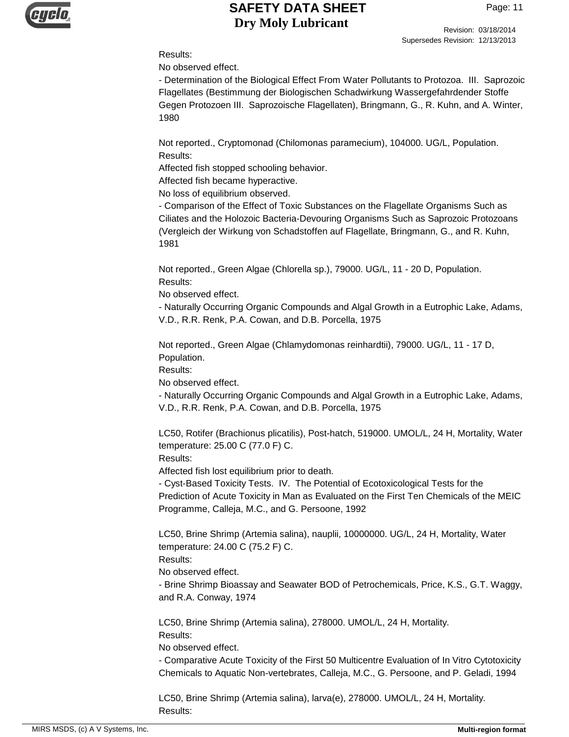Results:
No observed effect.
- Determination of the Biological Effect From Water Pollutants to Protozoa. III. Saprozoic Flagellates (Bestimmung der Biologischen Schadwirkung Wassergefahrdender Stoffe Gegen Protozoen III. Saprozoische Flagellaten), Bringmann, G., R. Kuhn, and A. Winter, 1980

Not reported., Cryptomonad (Chilomonas paramecium), 104000. UG/L, Population.
Results:
Affected fish stopped schooling behavior.
Affected fish became hyperactive.
No loss of equilibrium observed.
- Comparison of the Effect of Toxic Substances on the Flagellate Organisms Such as Ciliates and the Holozoic Bacteria-Devouring Organisms Such as Saprozoic Protozoans (Vergleich der Wirkung von Schadstoffen auf Flagellate, Bringmann, G., and R. Kuhn, 1981

Not reported., Green Algae (Chlorella sp.), 79000. UG/L, 11 - 20 D, Population.
Results:
No observed effect.
- Naturally Occurring Organic Compounds and Algal Growth in a Eutrophic Lake, Adams, V.D., R.R. Renk, P.A. Cowan, and D.B. Porcella, 1975

Not reported., Green Algae (Chlamydomonas reinhardtii), 79000. UG/L, 11 - 17 D, Population.
Results:
No observed effect.
- Naturally Occurring Organic Compounds and Algal Growth in a Eutrophic Lake, Adams, V.D., R.R. Renk, P.A. Cowan, and D.B. Porcella, 1975

LC50, Rotifer (Brachionus plicatilis), Post-hatch, 519000. UMOL/L, 24 H, Mortality, Water temperature: 25.00 C (77.0 F) C.
Results:
Affected fish lost equilibrium prior to death.
- Cyst-Based Toxicity Tests. IV. The Potential of Ecotoxicological Tests for the Prediction of Acute Toxicity in Man as Evaluated on the First Ten Chemicals of the MEIC Programme, Calleja, M.C., and G. Persoone, 1992

LC50, Brine Shrimp (Artemia salina), nauplii, 10000000. UG/L, 24 H, Mortality, Water temperature: 24.00 C (75.2 F) C.
Results:
No observed effect.
- Brine Shrimp Bioassay and Seawater BOD of Petrochemicals, Price, K.S., G.T. Waggy, and R.A. Conway, 1974

LC50, Brine Shrimp (Artemia salina), 278000. UMOL/L, 24 H, Mortality.
Results:
No observed effect.
- Comparative Acute Toxicity of the First 50 Multicentre Evaluation of In Vitro Cytotoxicity Chemicals to Aquatic Non-vertebrates, Calleja, M.C., G. Persoone, and P. Geladi, 1994

LC50, Brine Shrimp (Artemia salina), larva(e), 278000. UMOL/L, 24 H, Mortality.
Results: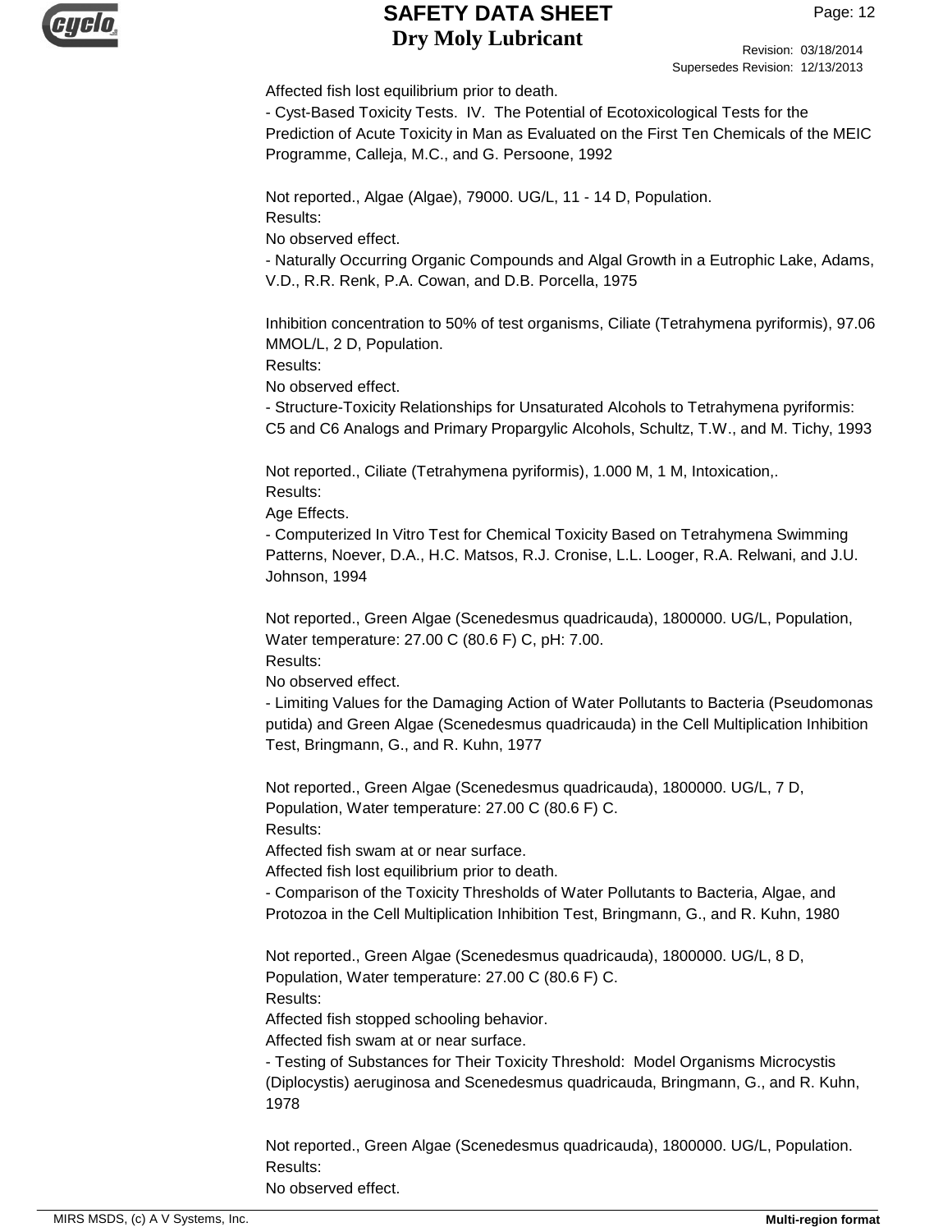Affected fish lost equilibrium prior to death.
- Cyst-Based Toxicity Tests. IV. The Potential of Ecotoxicological Tests for the Prediction of Acute Toxicity in Man as Evaluated on the First Ten Chemicals of the MEIC Programme, Calleja, M.C., and G. Persoone, 1992

Not reported., Algae (Algae), 79000. UG/L, 11 - 14 D, Population.
Results:
No observed effect.
- Naturally Occurring Organic Compounds and Algal Growth in a Eutrophic Lake, Adams, V.D., R.R. Renk, P.A. Cowan, and D.B. Porcella, 1975

Inhibition concentration to 50% of test organisms, Ciliate (Tetrahymena pyriformis), 97.06 MMOL/L, 2 D, Population.
Results:
No observed effect.
- Structure-Toxicity Relationships for Unsaturated Alcohols to Tetrahymena pyriformis: C5 and C6 Analogs and Primary Propargylic Alcohols, Schultz, T.W., and M. Tichy, 1993

Not reported., Ciliate (Tetrahymena pyriformis), 1.000 M, 1 M, Intoxication,.
Results:
Age Effects.
- Computerized In Vitro Test for Chemical Toxicity Based on Tetrahymena Swimming Patterns, Noever, D.A., H.C. Matsos, R.J. Cronise, L.L. Looger, R.A. Relwani, and J.U. Johnson, 1994

Not reported., Green Algae (Scenedesmus quadricauda), 1800000. UG/L, Population, Water temperature: 27.00 C (80.6 F) C, pH: 7.00.
Results:
No observed effect.
- Limiting Values for the Damaging Action of Water Pollutants to Bacteria (Pseudomonas putida) and Green Algae (Scenedesmus quadricauda) in the Cell Multiplication Inhibition Test, Bringmann, G., and R. Kuhn, 1977

Not reported., Green Algae (Scenedesmus quadricauda), 1800000. UG/L, 7 D, Population, Water temperature: 27.00 C (80.6 F) C.
Results:
Affected fish swam at or near surface.
Affected fish lost equilibrium prior to death.
- Comparison of the Toxicity Thresholds of Water Pollutants to Bacteria, Algae, and Protozoa in the Cell Multiplication Inhibition Test, Bringmann, G., and R. Kuhn, 1980

Not reported., Green Algae (Scenedesmus quadricauda), 1800000. UG/L, 8 D, Population, Water temperature: 27.00 C (80.6 F) C.
Results:
Affected fish stopped schooling behavior.
Affected fish swam at or near surface.
- Testing of Substances for Their Toxicity Threshold: Model Organisms Microcystis (Diplocystis) aeruginosa and Scenedesmus quadricauda, Bringmann, G., and R. Kuhn, 1978

Not reported., Green Algae (Scenedesmus quadricauda), 1800000. UG/L, Population.
Results:
No observed effect.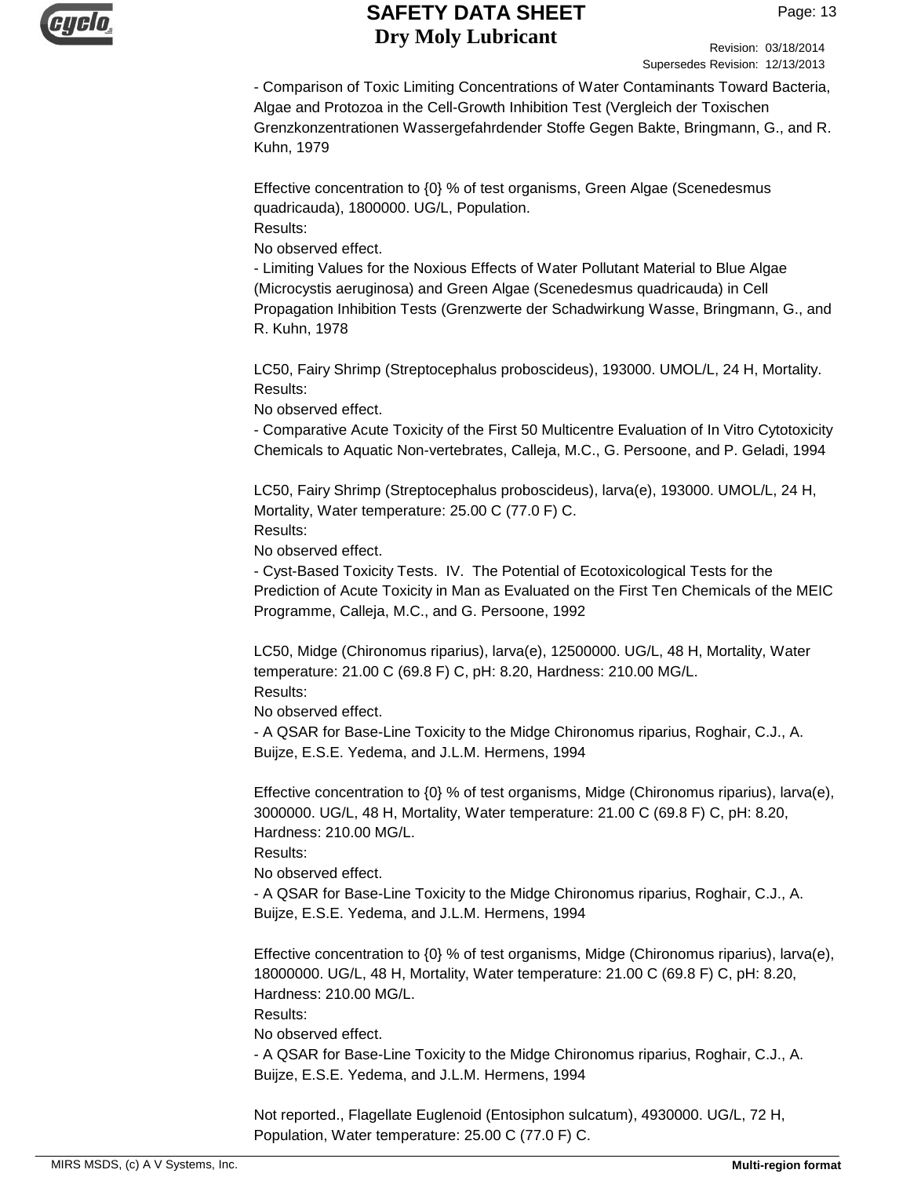- Comparison of Toxic Limiting Concentrations of Water Contaminants Toward Bacteria, Algae and Protozoa in the Cell-Growth Inhibition Test (Vergleich der Toxischen Grenzkonzentrationen Wassergefahrdender Stoffe Gegen Bakte, Bringmann, G., and R. Kuhn, 1979

Effective concentration to {0} % of test organisms, Green Algae (Scenedesmus quadricauda), 1800000. UG/L, Population.
Results:
No observed effect.
- Limiting Values for the Noxious Effects of Water Pollutant Material to Blue Algae (Microcystis aeruginosa) and Green Algae (Scenedesmus quadricauda) in Cell Propagation Inhibition Tests (Grenzwerte der Schadwirkung Wasse, Bringmann, G., and R. Kuhn, 1978

LC50, Fairy Shrimp (Streptocephalus proboscideus), 193000. UMOL/L, 24 H, Mortality.
Results:
No observed effect.
- Comparative Acute Toxicity of the First 50 Multicentre Evaluation of In Vitro Cytotoxicity Chemicals to Aquatic Non-vertebrates, Calleja, M.C., G. Persoone, and P. Geladi, 1994

LC50, Fairy Shrimp (Streptocephalus proboscideus), larva(e), 193000. UMOL/L, 24 H, Mortality, Water temperature: 25.00 C (77.0 F) C.
Results:
No observed effect.
- Cyst-Based Toxicity Tests. IV. The Potential of Ecotoxicological Tests for the Prediction of Acute Toxicity in Man as Evaluated on the First Ten Chemicals of the MEIC Programme, Calleja, M.C., and G. Persoone, 1992

LC50, Midge (Chironomus riparius), larva(e), 12500000. UG/L, 48 H, Mortality, Water temperature: 21.00 C (69.8 F) C, pH: 8.20, Hardness: 210.00 MG/L.
Results:
No observed effect.
- A QSAR for Base-Line Toxicity to the Midge Chironomus riparius, Roghair, C.J., A. Buijze, E.S.E. Yedema, and J.L.M. Hermens, 1994

Effective concentration to {0} % of test organisms, Midge (Chironomus riparius), larva(e), 3000000. UG/L, 48 H, Mortality, Water temperature: 21.00 C (69.8 F) C, pH: 8.20, Hardness: 210.00 MG/L.
Results:
No observed effect.
- A QSAR for Base-Line Toxicity to the Midge Chironomus riparius, Roghair, C.J., A. Buijze, E.S.E. Yedema, and J.L.M. Hermens, 1994

Effective concentration to {0} % of test organisms, Midge (Chironomus riparius), larva(e), 18000000. UG/L, 48 H, Mortality, Water temperature: 21.00 C (69.8 F) C, pH: 8.20, Hardness: 210.00 MG/L.
Results:
No observed effect.
- A QSAR for Base-Line Toxicity to the Midge Chironomus riparius, Roghair, C.J., A. Buijze, E.S.E. Yedema, and J.L.M. Hermens, 1994

Not reported., Flagellate Euglenoid (Entosiphon sulcatum), 4930000. UG/L, 72 H, Population, Water temperature: 25.00 C (77.0 F) C.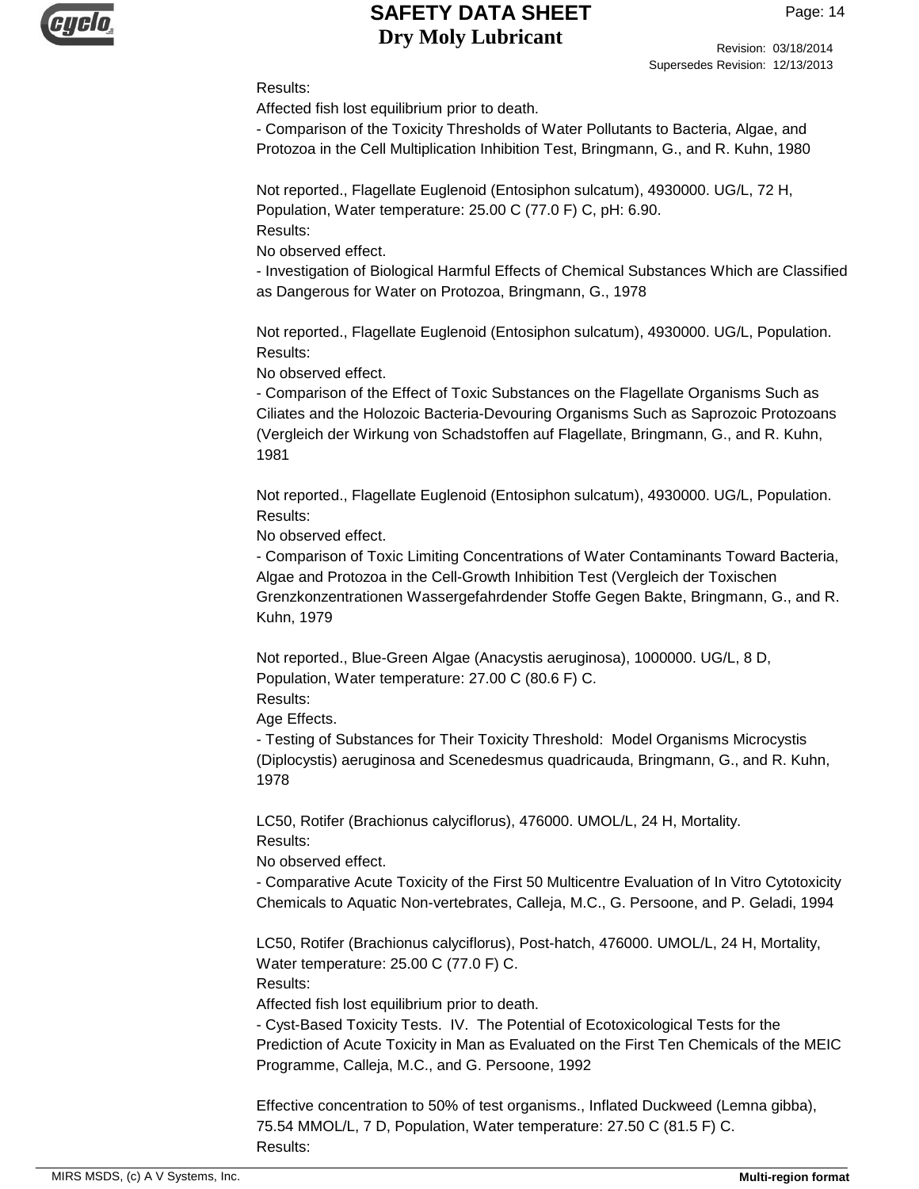Results:

Affected fish lost equilibrium prior to death.

- Comparison of the Toxicity Thresholds of Water Pollutants to Bacteria, Algae, and Protozoa in the Cell Multiplication Inhibition Test, Bringmann, G., and R. Kuhn, 1980

Not reported., Flagellate Euglenoid (Entosiphon sulcatum), 4930000. UG/L, 72 H, Population, Water temperature: 25.00 C (77.0 F) C, pH: 6.90.

Results:

No observed effect.

- Investigation of Biological Harmful Effects of Chemical Substances Which are Classified as Dangerous for Water on Protozoa, Bringmann, G., 1978

Not reported., Flagellate Euglenoid (Entosiphon sulcatum), 4930000. UG/L, Population.

Results:

No observed effect.

- Comparison of the Effect of Toxic Substances on the Flagellate Organisms Such as Ciliates and the Holozoic Bacteria-Devouring Organisms Such as Saprozoic Protozoans (Vergleich der Wirkung von Schadstoffen auf Flagellate, Bringmann, G., and R. Kuhn, 1981

Not reported., Flagellate Euglenoid (Entosiphon sulcatum), 4930000. UG/L, Population.

Results:

No observed effect.

- Comparison of Toxic Limiting Concentrations of Water Contaminants Toward Bacteria, Algae and Protozoa in the Cell-Growth Inhibition Test (Vergleich der Toxischen Grenzkonzentrationen Wassergefahrdender Stoffe Gegen Bakte, Bringmann, G., and R. Kuhn, 1979

Not reported., Blue-Green Algae (Anacystis aeruginosa), 1000000. UG/L, 8 D, Population, Water temperature: 27.00 C (80.6 F) C.

Results:

Age Effects.

- Testing of Substances for Their Toxicity Threshold: Model Organisms Microcystis (Diplocystis) aeruginosa and Scenedesmus quadricauda, Bringmann, G., and R. Kuhn, 1978

LC50, Rotifer (Brachionus calyciflorus), 476000. UMOL/L, 24 H, Mortality.

Results:

No observed effect.

- Comparative Acute Toxicity of the First 50 Multicentre Evaluation of In Vitro Cytotoxicity Chemicals to Aquatic Non-vertebrates, Calleja, M.C., G. Persoone, and P. Geladi, 1994

LC50, Rotifer (Brachionus calyciflorus), Post-hatch, 476000. UMOL/L, 24 H, Mortality, Water temperature: 25.00 C (77.0 F) C.

Results:

Affected fish lost equilibrium prior to death.

- Cyst-Based Toxicity Tests. IV. The Potential of Ecotoxicological Tests for the Prediction of Acute Toxicity in Man as Evaluated on the First Ten Chemicals of the MEIC Programme, Calleja, M.C., and G. Persoone, 1992

Effective concentration to 50% of test organisms., Inflated Duckweed (Lemna gibba), 75.54 MMOL/L, 7 D, Population, Water temperature: 27.50 C (81.5 F) C.

Results: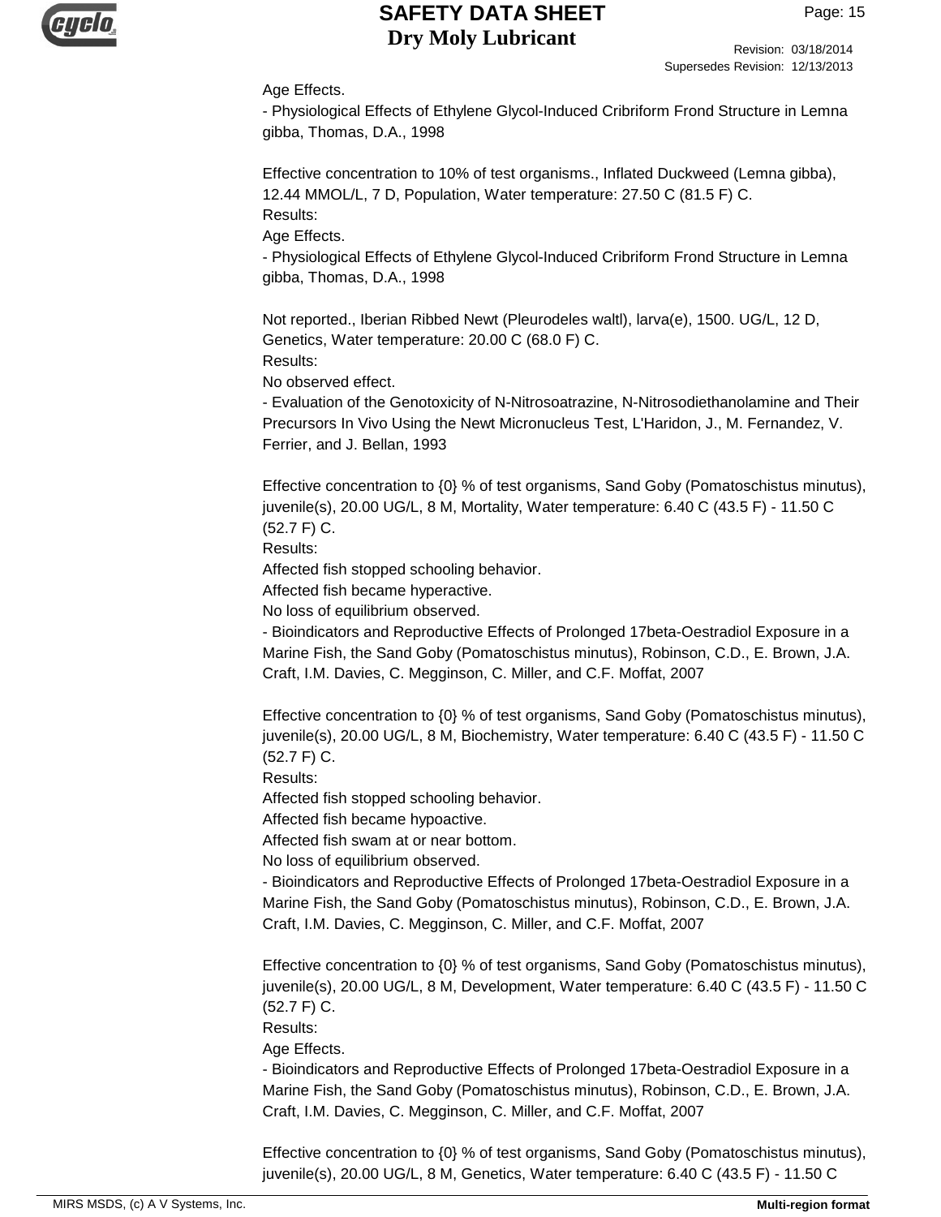Age Effects.
- Physiological Effects of Ethylene Glycol-Induced Cribriform Frond Structure in Lemna gibba, Thomas, D.A., 1998

Effective concentration to 10% of test organisms., Inflated Duckweed (Lemna gibba), 12.44 MMOL/L, 7 D, Population, Water temperature: 27.50 C (81.5 F) C.
Results:
Age Effects.
- Physiological Effects of Ethylene Glycol-Induced Cribriform Frond Structure in Lemna gibba, Thomas, D.A., 1998

Not reported., Iberian Ribbed Newt (Pleurodeles waltl), larva(e), 1500. UG/L, 12 D, Genetics, Water temperature: 20.00 C (68.0 F) C.
Results:
No observed effect.
- Evaluation of the Genotoxicity of N-Nitrosoatrazine, N-Nitrosodiethanolamine and Their Precursors In Vivo Using the Newt Micronucleus Test, L'Haridon, J., M. Fernandez, V. Ferrier, and J. Bellan, 1993

Effective concentration to {0} % of test organisms, Sand Goby (Pomatoschistus minutus), juvenile(s), 20.00 UG/L, 8 M, Mortality, Water temperature: 6.40 C (43.5 F) - 11.50 C (52.7 F) C.
Results:
Affected fish stopped schooling behavior.
Affected fish became hyperactive.
No loss of equilibrium observed.
- Bioindicators and Reproductive Effects of Prolonged 17beta-Oestradiol Exposure in a Marine Fish, the Sand Goby (Pomatoschistus minutus), Robinson, C.D., E. Brown, J.A. Craft, I.M. Davies, C. Megginson, C. Miller, and C.F. Moffat, 2007

Effective concentration to {0} % of test organisms, Sand Goby (Pomatoschistus minutus), juvenile(s), 20.00 UG/L, 8 M, Biochemistry, Water temperature: 6.40 C (43.5 F) - 11.50 C (52.7 F) C.
Results:
Affected fish stopped schooling behavior.
Affected fish became hypoactive.
Affected fish swam at or near bottom.
No loss of equilibrium observed.
- Bioindicators and Reproductive Effects of Prolonged 17beta-Oestradiol Exposure in a Marine Fish, the Sand Goby (Pomatoschistus minutus), Robinson, C.D., E. Brown, J.A. Craft, I.M. Davies, C. Megginson, C. Miller, and C.F. Moffat, 2007

Effective concentration to {0} % of test organisms, Sand Goby (Pomatoschistus minutus), juvenile(s), 20.00 UG/L, 8 M, Development, Water temperature: 6.40 C (43.5 F) - 11.50 C (52.7 F) C.
Results:
Age Effects.
- Bioindicators and Reproductive Effects of Prolonged 17beta-Oestradiol Exposure in a Marine Fish, the Sand Goby (Pomatoschistus minutus), Robinson, C.D., E. Brown, J.A. Craft, I.M. Davies, C. Megginson, C. Miller, and C.F. Moffat, 2007

Effective concentration to {0} % of test organisms, Sand Goby (Pomatoschistus minutus), juvenile(s), 20.00 UG/L, 8 M, Genetics, Water temperature: 6.40 C (43.5 F) - 11.50 C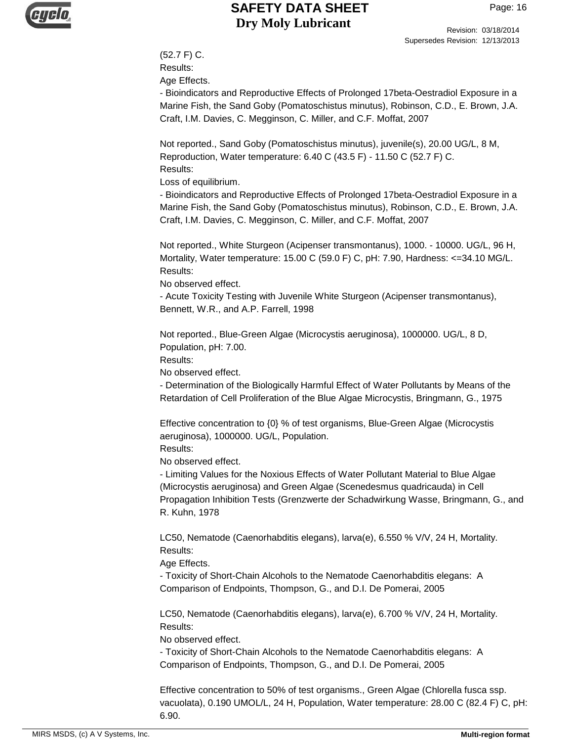(52.7 F) C.
Results:
Age Effects.
- Bioindicators and Reproductive Effects of Prolonged 17beta-Oestradiol Exposure in a Marine Fish, the Sand Goby (Pomatoschistus minutus), Robinson, C.D., E. Brown, J.A. Craft, I.M. Davies, C. Megginson, C. Miller, and C.F. Moffat, 2007

Not reported., Sand Goby (Pomatoschistus minutus), juvenile(s), 20.00 UG/L, 8 M, Reproduction, Water temperature: 6.40 C (43.5 F) - 11.50 C (52.7 F) C.
Results:
Loss of equilibrium.
- Bioindicators and Reproductive Effects of Prolonged 17beta-Oestradiol Exposure in a Marine Fish, the Sand Goby (Pomatoschistus minutus), Robinson, C.D., E. Brown, J.A. Craft, I.M. Davies, C. Megginson, C. Miller, and C.F. Moffat, 2007

Not reported., White Sturgeon (Acipenser transmontanus), 1000. - 10000. UG/L, 96 H, Mortality, Water temperature: 15.00 C (59.0 F) C, pH: 7.90, Hardness: <=34.10 MG/L.
Results:
No observed effect.
- Acute Toxicity Testing with Juvenile White Sturgeon (Acipenser transmontanus), Bennett, W.R., and A.P. Farrell, 1998

Not reported., Blue-Green Algae (Microcystis aeruginosa), 1000000. UG/L, 8 D, Population, pH: 7.00.
Results:
No observed effect.
- Determination of the Biologically Harmful Effect of Water Pollutants by Means of the Retardation of Cell Proliferation of the Blue Algae Microcystis, Bringmann, G., 1975

Effective concentration to {0} % of test organisms, Blue-Green Algae (Microcystis aeruginosa), 1000000. UG/L, Population.
Results:
No observed effect.
- Limiting Values for the Noxious Effects of Water Pollutant Material to Blue Algae (Microcystis aeruginosa) and Green Algae (Scenedesmus quadricauda) in Cell Propagation Inhibition Tests (Grenzwerte der Schadwirkung Wasse, Bringmann, G., and R. Kuhn, 1978

LC50, Nematode (Caenorhabditis elegans), larva(e), 6.550 % V/V, 24 H, Mortality.
Results:
Age Effects.
- Toxicity of Short-Chain Alcohols to the Nematode Caenorhabditis elegans: A Comparison of Endpoints, Thompson, G., and D.I. De Pomerai, 2005

LC50, Nematode (Caenorhabditis elegans), larva(e), 6.700 % V/V, 24 H, Mortality.
Results:
No observed effect.
- Toxicity of Short-Chain Alcohols to the Nematode Caenorhabditis elegans: A Comparison of Endpoints, Thompson, G., and D.I. De Pomerai, 2005

Effective concentration to 50% of test organisms., Green Algae (Chlorella fusca ssp. vacuolata), 0.190 UMOL/L, 24 H, Population, Water temperature: 28.00 C (82.4 F) C, pH: 6.90.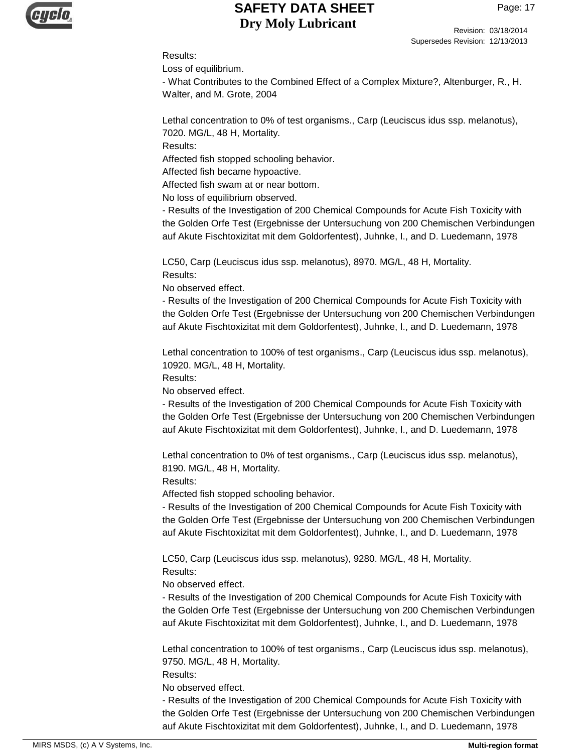Results:
Loss of equilibrium.
- What Contributes to the Combined Effect of a Complex Mixture?, Altenburger, R., H. Walter, and M. Grote, 2004

Lethal concentration to 0% of test organisms., Carp (Leuciscus idus ssp. melanotus), 7020. MG/L, 48 H, Mortality.
Results:
Affected fish stopped schooling behavior.
Affected fish became hypoactive.
Affected fish swam at or near bottom.
No loss of equilibrium observed.
- Results of the Investigation of 200 Chemical Compounds for Acute Fish Toxicity with the Golden Orfe Test (Ergebnisse der Untersuchung von 200 Chemischen Verbindungen auf Akute Fischtoxizitat mit dem Goldorfentest), Juhnke, I., and D. Luedemann, 1978

LC50, Carp (Leuciscus idus ssp. melanotus), 8970. MG/L, 48 H, Mortality.
Results:
No observed effect.
- Results of the Investigation of 200 Chemical Compounds for Acute Fish Toxicity with the Golden Orfe Test (Ergebnisse der Untersuchung von 200 Chemischen Verbindungen auf Akute Fischtoxizitat mit dem Goldorfentest), Juhnke, I., and D. Luedemann, 1978

Lethal concentration to 100% of test organisms., Carp (Leuciscus idus ssp. melanotus), 10920. MG/L, 48 H, Mortality.
Results:
No observed effect.
- Results of the Investigation of 200 Chemical Compounds for Acute Fish Toxicity with the Golden Orfe Test (Ergebnisse der Untersuchung von 200 Chemischen Verbindungen auf Akute Fischtoxizitat mit dem Goldorfentest), Juhnke, I., and D. Luedemann, 1978

Lethal concentration to 0% of test organisms., Carp (Leuciscus idus ssp. melanotus), 8190. MG/L, 48 H, Mortality.
Results:
Affected fish stopped schooling behavior.
- Results of the Investigation of 200 Chemical Compounds for Acute Fish Toxicity with the Golden Orfe Test (Ergebnisse der Untersuchung von 200 Chemischen Verbindungen auf Akute Fischtoxizitat mit dem Goldorfentest), Juhnke, I., and D. Luedemann, 1978

LC50, Carp (Leuciscus idus ssp. melanotus), 9280. MG/L, 48 H, Mortality.
Results:
No observed effect.
- Results of the Investigation of 200 Chemical Compounds for Acute Fish Toxicity with the Golden Orfe Test (Ergebnisse der Untersuchung von 200 Chemischen Verbindungen auf Akute Fischtoxizitat mit dem Goldorfentest), Juhnke, I., and D. Luedemann, 1978

Lethal concentration to 100% of test organisms., Carp (Leuciscus idus ssp. melanotus), 9750. MG/L, 48 H, Mortality.
Results:
No observed effect.
- Results of the Investigation of 200 Chemical Compounds for Acute Fish Toxicity with the Golden Orfe Test (Ergebnisse der Untersuchung von 200 Chemischen Verbindungen auf Akute Fischtoxizitat mit dem Goldorfentest), Juhnke, I., and D. Luedemann, 1978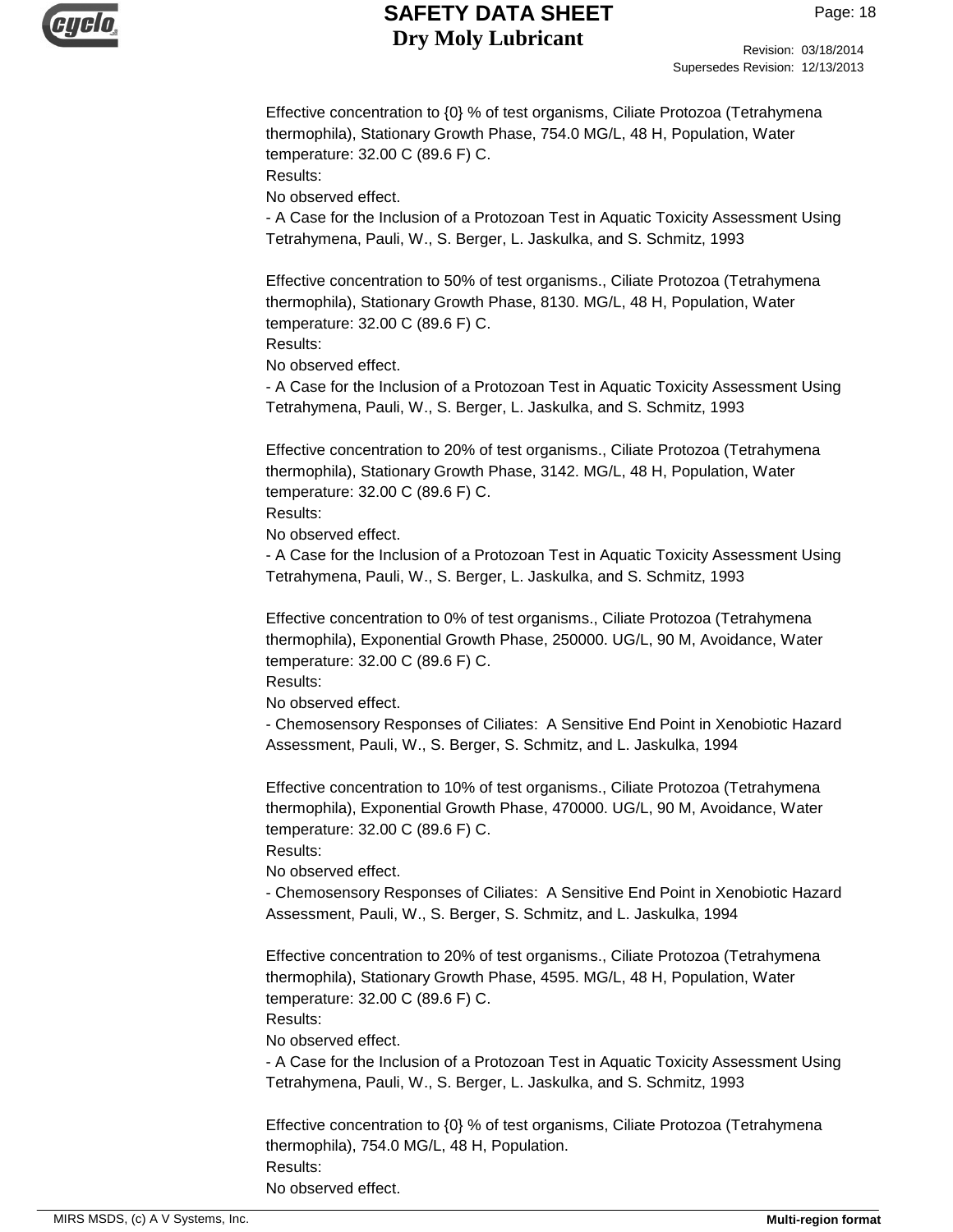Effective concentration to {0} % of test organisms, Ciliate Protozoa (Tetrahymena thermophila), Stationary Growth Phase, 754.0 MG/L, 48 H, Population, Water temperature: 32.00 C (89.6 F) C.
Results:
No observed effect.
- A Case for the Inclusion of a Protozoan Test in Aquatic Toxicity Assessment Using Tetrahymena, Pauli, W., S. Berger, L. Jaskulka, and S. Schmitz, 1993

Effective concentration to 50% of test organisms., Ciliate Protozoa (Tetrahymena thermophila), Stationary Growth Phase, 8130. MG/L, 48 H, Population, Water temperature: 32.00 C (89.6 F) C.
Results:
No observed effect.
- A Case for the Inclusion of a Protozoan Test in Aquatic Toxicity Assessment Using Tetrahymena, Pauli, W., S. Berger, L. Jaskulka, and S. Schmitz, 1993

Effective concentration to 20% of test organisms., Ciliate Protozoa (Tetrahymena thermophila), Stationary Growth Phase, 3142. MG/L, 48 H, Population, Water temperature: 32.00 C (89.6 F) C.
Results:
No observed effect.
- A Case for the Inclusion of a Protozoan Test in Aquatic Toxicity Assessment Using Tetrahymena, Pauli, W., S. Berger, L. Jaskulka, and S. Schmitz, 1993

Effective concentration to 0% of test organisms., Ciliate Protozoa (Tetrahymena thermophila), Exponential Growth Phase, 250000. UG/L, 90 M, Avoidance, Water temperature: 32.00 C (89.6 F) C.
Results:
No observed effect.
- Chemosensory Responses of Ciliates: A Sensitive End Point in Xenobiotic Hazard Assessment, Pauli, W., S. Berger, S. Schmitz, and L. Jaskulka, 1994

Effective concentration to 10% of test organisms., Ciliate Protozoa (Tetrahymena thermophila), Exponential Growth Phase, 470000. UG/L, 90 M, Avoidance, Water temperature: 32.00 C (89.6 F) C.
Results:
No observed effect.
- Chemosensory Responses of Ciliates: A Sensitive End Point in Xenobiotic Hazard Assessment, Pauli, W., S. Berger, S. Schmitz, and L. Jaskulka, 1994

Effective concentration to 20% of test organisms., Ciliate Protozoa (Tetrahymena thermophila), Stationary Growth Phase, 4595. MG/L, 48 H, Population, Water temperature: 32.00 C (89.6 F) C.
Results:
No observed effect.
- A Case for the Inclusion of a Protozoan Test in Aquatic Toxicity Assessment Using Tetrahymena, Pauli, W., S. Berger, L. Jaskulka, and S. Schmitz, 1993

Effective concentration to {0} % of test organisms, Ciliate Protozoa (Tetrahymena thermophila), 754.0 MG/L, 48 H, Population.
Results:
No observed effect.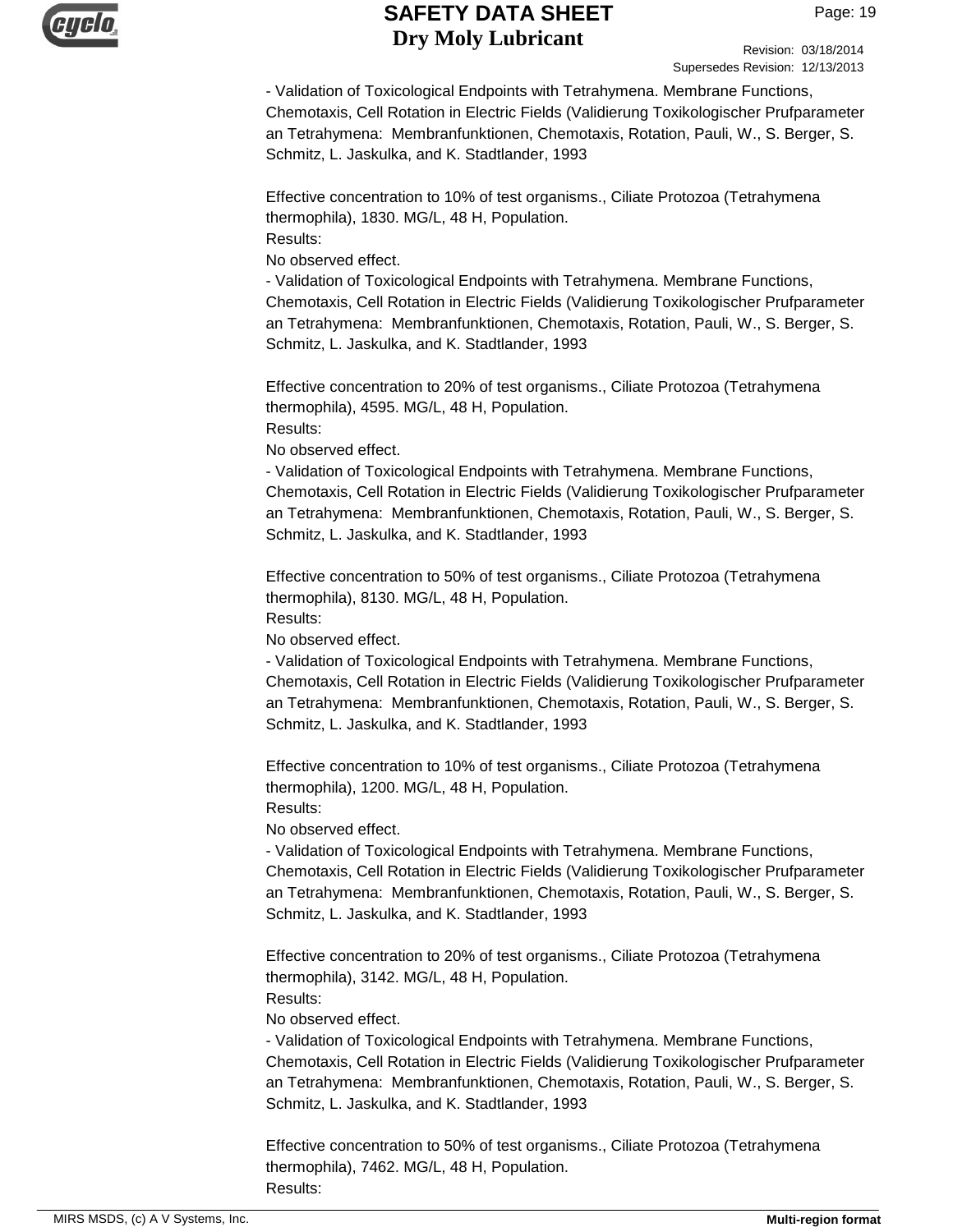- Validation of Toxicological Endpoints with Tetrahymena. Membrane Functions, Chemotaxis, Cell Rotation in Electric Fields (Validierung Toxikologischer Prufparameter an Tetrahymena: Membranfunktionen, Chemotaxis, Rotation, Pauli, W., S. Berger, S. Schmitz, L. Jaskulka, and K. Stadtlander, 1993

Effective concentration to 10% of test organisms., Ciliate Protozoa (Tetrahymena thermophila), 1830. MG/L, 48 H, Population.
Results:
No observed effect.
- Validation of Toxicological Endpoints with Tetrahymena. Membrane Functions, Chemotaxis, Cell Rotation in Electric Fields (Validierung Toxikologischer Prufparameter an Tetrahymena: Membranfunktionen, Chemotaxis, Rotation, Pauli, W., S. Berger, S. Schmitz, L. Jaskulka, and K. Stadtlander, 1993

Effective concentration to 20% of test organisms., Ciliate Protozoa (Tetrahymena thermophila), 4595. MG/L, 48 H, Population.
Results:
No observed effect.
- Validation of Toxicological Endpoints with Tetrahymena. Membrane Functions, Chemotaxis, Cell Rotation in Electric Fields (Validierung Toxikologischer Prufparameter an Tetrahymena: Membranfunktionen, Chemotaxis, Rotation, Pauli, W., S. Berger, S. Schmitz, L. Jaskulka, and K. Stadtlander, 1993

Effective concentration to 50% of test organisms., Ciliate Protozoa (Tetrahymena thermophila), 8130. MG/L, 48 H, Population.
Results:
No observed effect.
- Validation of Toxicological Endpoints with Tetrahymena. Membrane Functions, Chemotaxis, Cell Rotation in Electric Fields (Validierung Toxikologischer Prufparameter an Tetrahymena: Membranfunktionen, Chemotaxis, Rotation, Pauli, W., S. Berger, S. Schmitz, L. Jaskulka, and K. Stadtlander, 1993

Effective concentration to 10% of test organisms., Ciliate Protozoa (Tetrahymena thermophila), 1200. MG/L, 48 H, Population.
Results:
No observed effect.
- Validation of Toxicological Endpoints with Tetrahymena. Membrane Functions, Chemotaxis, Cell Rotation in Electric Fields (Validierung Toxikologischer Prufparameter an Tetrahymena: Membranfunktionen, Chemotaxis, Rotation, Pauli, W., S. Berger, S. Schmitz, L. Jaskulka, and K. Stadtlander, 1993

Effective concentration to 20% of test organisms., Ciliate Protozoa (Tetrahymena thermophila), 3142. MG/L, 48 H, Population.
Results:
No observed effect.
- Validation of Toxicological Endpoints with Tetrahymena. Membrane Functions, Chemotaxis, Cell Rotation in Electric Fields (Validierung Toxikologischer Prufparameter an Tetrahymena: Membranfunktionen, Chemotaxis, Rotation, Pauli, W., S. Berger, S. Schmitz, L. Jaskulka, and K. Stadtlander, 1993

Effective concentration to 50% of test organisms., Ciliate Protozoa (Tetrahymena thermophila), 7462. MG/L, 48 H, Population.
Results: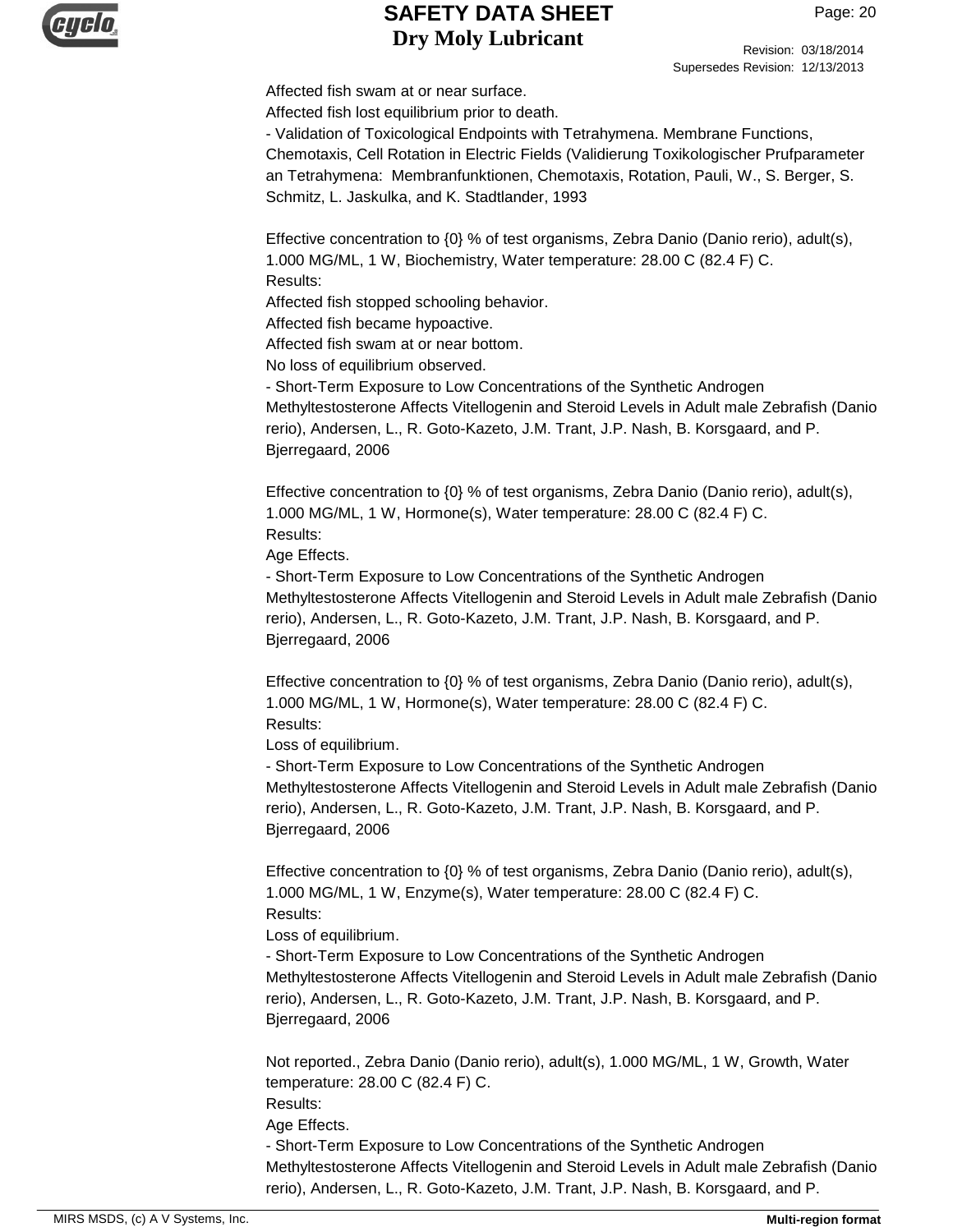Affected fish swam at or near surface.
Affected fish lost equilibrium prior to death.
- Validation of Toxicological Endpoints with Tetrahymena. Membrane Functions, Chemotaxis, Cell Rotation in Electric Fields (Validierung Toxikologischer Prufparameter an Tetrahymena: Membranfunktionen, Chemotaxis, Rotation, Pauli, W., S. Berger, S. Schmitz, L. Jaskulka, and K. Stadtlander, 1993

Effective concentration to {0} % of test organisms, Zebra Danio (Danio rerio), adult(s), 1.000 MG/ML, 1 W, Biochemistry, Water temperature: 28.00 C (82.4 F) C.
Results:
Affected fish stopped schooling behavior.
Affected fish became hypoactive.
Affected fish swam at or near bottom.
No loss of equilibrium observed.
- Short-Term Exposure to Low Concentrations of the Synthetic Androgen Methyltestosterone Affects Vitellogenin and Steroid Levels in Adult male Zebrafish (Danio rerio), Andersen, L., R. Goto-Kazeto, J.M. Trant, J.P. Nash, B. Korsgaard, and P. Bjerregaard, 2006

Effective concentration to {0} % of test organisms, Zebra Danio (Danio rerio), adult(s), 1.000 MG/ML, 1 W, Hormone(s), Water temperature: 28.00 C (82.4 F) C.
Results:
Age Effects.
- Short-Term Exposure to Low Concentrations of the Synthetic Androgen Methyltestosterone Affects Vitellogenin and Steroid Levels in Adult male Zebrafish (Danio rerio), Andersen, L., R. Goto-Kazeto, J.M. Trant, J.P. Nash, B. Korsgaard, and P. Bjerregaard, 2006

Effective concentration to {0} % of test organisms, Zebra Danio (Danio rerio), adult(s), 1.000 MG/ML, 1 W, Hormone(s), Water temperature: 28.00 C (82.4 F) C.
Results:
Loss of equilibrium.
- Short-Term Exposure to Low Concentrations of the Synthetic Androgen Methyltestosterone Affects Vitellogenin and Steroid Levels in Adult male Zebrafish (Danio rerio), Andersen, L., R. Goto-Kazeto, J.M. Trant, J.P. Nash, B. Korsgaard, and P. Bjerregaard, 2006

Effective concentration to {0} % of test organisms, Zebra Danio (Danio rerio), adult(s), 1.000 MG/ML, 1 W, Enzyme(s), Water temperature: 28.00 C (82.4 F) C.
Results:
Loss of equilibrium.
- Short-Term Exposure to Low Concentrations of the Synthetic Androgen Methyltestosterone Affects Vitellogenin and Steroid Levels in Adult male Zebrafish (Danio rerio), Andersen, L., R. Goto-Kazeto, J.M. Trant, J.P. Nash, B. Korsgaard, and P. Bjerregaard, 2006

Not reported., Zebra Danio (Danio rerio), adult(s), 1.000 MG/ML, 1 W, Growth, Water temperature: 28.00 C (82.4 F) C.
Results:
Age Effects.
- Short-Term Exposure to Low Concentrations of the Synthetic Androgen Methyltestosterone Affects Vitellogenin and Steroid Levels in Adult male Zebrafish (Danio rerio), Andersen, L., R. Goto-Kazeto, J.M. Trant, J.P. Nash, B. Korsgaard, and P.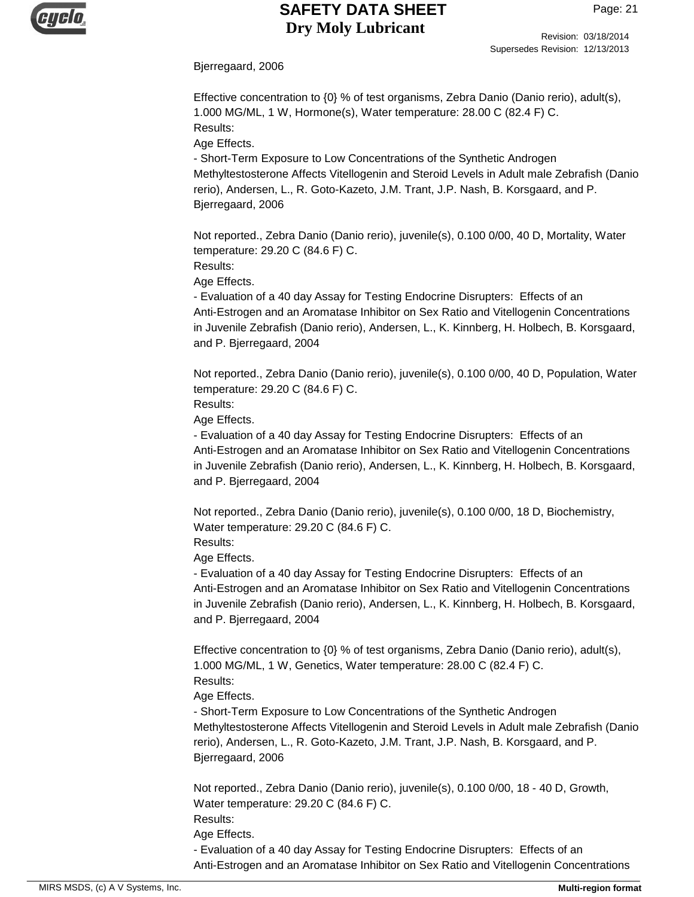Bjerregaard, 2006

Effective concentration to {0} % of test organisms, Zebra Danio (Danio rerio), adult(s), 1.000 MG/ML, 1 W, Hormone(s), Water temperature: 28.00 C (82.4 F) C.
Results:
Age Effects.
- Short-Term Exposure to Low Concentrations of the Synthetic Androgen Methyltestosterone Affects Vitellogenin and Steroid Levels in Adult male Zebrafish (Danio rerio), Andersen, L., R. Goto-Kazeto, J.M. Trant, J.P. Nash, B. Korsgaard, and P. Bjerregaard, 2006

Not reported., Zebra Danio (Danio rerio), juvenile(s), 0.100 0/00, 40 D, Mortality, Water temperature: 29.20 C (84.6 F) C.
Results:
Age Effects.
- Evaluation of a 40 day Assay for Testing Endocrine Disrupters: Effects of an Anti-Estrogen and an Aromatase Inhibitor on Sex Ratio and Vitellogenin Concentrations in Juvenile Zebrafish (Danio rerio), Andersen, L., K. Kinnberg, H. Holbech, B. Korsgaard, and P. Bjerregaard, 2004

Not reported., Zebra Danio (Danio rerio), juvenile(s), 0.100 0/00, 40 D, Population, Water temperature: 29.20 C (84.6 F) C.
Results:
Age Effects.
- Evaluation of a 40 day Assay for Testing Endocrine Disrupters: Effects of an Anti-Estrogen and an Aromatase Inhibitor on Sex Ratio and Vitellogenin Concentrations in Juvenile Zebrafish (Danio rerio), Andersen, L., K. Kinnberg, H. Holbech, B. Korsgaard, and P. Bjerregaard, 2004

Not reported., Zebra Danio (Danio rerio), juvenile(s), 0.100 0/00, 18 D, Biochemistry, Water temperature: 29.20 C (84.6 F) C.
Results:
Age Effects.
- Evaluation of a 40 day Assay for Testing Endocrine Disrupters: Effects of an Anti-Estrogen and an Aromatase Inhibitor on Sex Ratio and Vitellogenin Concentrations in Juvenile Zebrafish (Danio rerio), Andersen, L., K. Kinnberg, H. Holbech, B. Korsgaard, and P. Bjerregaard, 2004

Effective concentration to {0} % of test organisms, Zebra Danio (Danio rerio), adult(s), 1.000 MG/ML, 1 W, Genetics, Water temperature: 28.00 C (82.4 F) C.
Results:
Age Effects.
- Short-Term Exposure to Low Concentrations of the Synthetic Androgen Methyltestosterone Affects Vitellogenin and Steroid Levels in Adult male Zebrafish (Danio rerio), Andersen, L., R. Goto-Kazeto, J.M. Trant, J.P. Nash, B. Korsgaard, and P. Bjerregaard, 2006

Not reported., Zebra Danio (Danio rerio), juvenile(s), 0.100 0/00, 18 - 40 D, Growth, Water temperature: 29.20 C (84.6 F) C.
Results:
Age Effects.
- Evaluation of a 40 day Assay for Testing Endocrine Disrupters: Effects of an Anti-Estrogen and an Aromatase Inhibitor on Sex Ratio and Vitellogenin Concentrations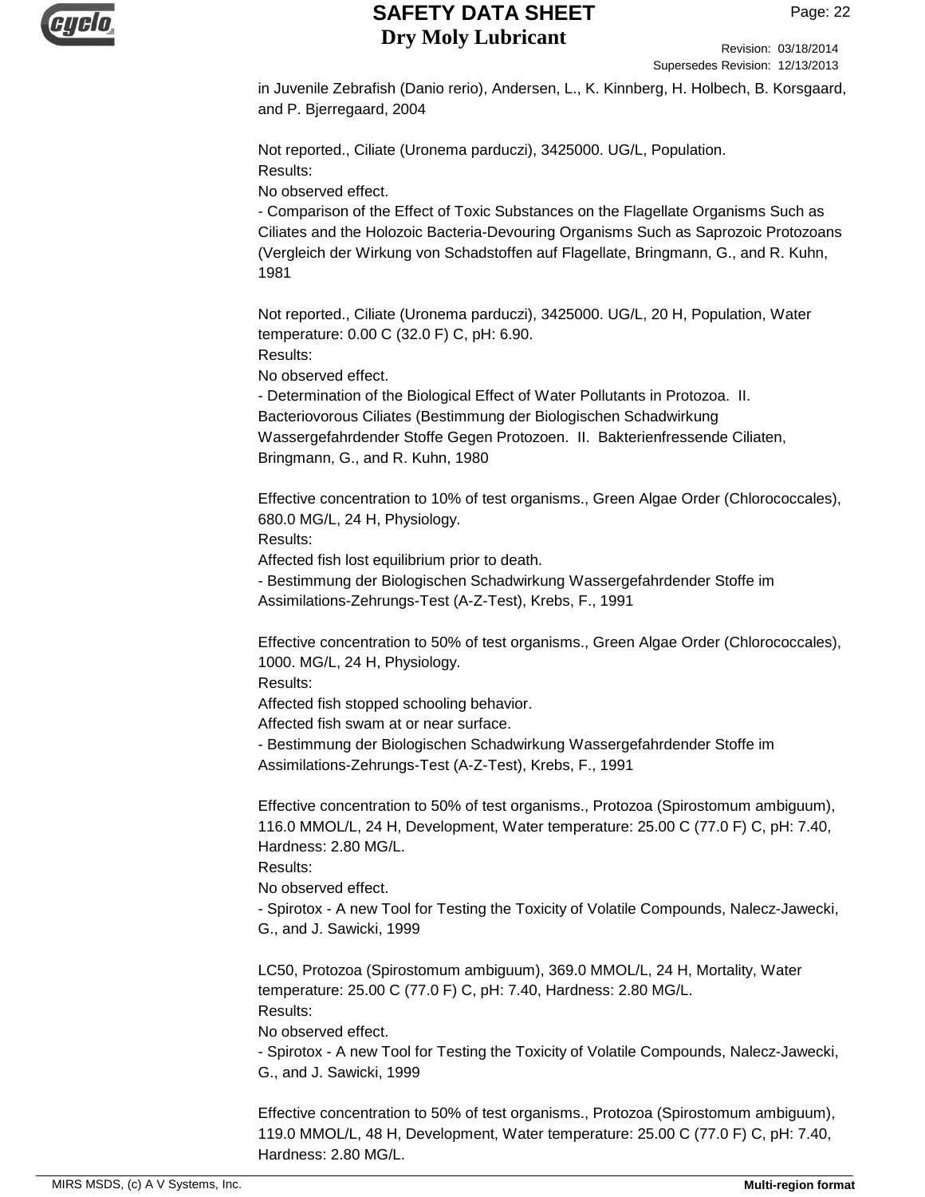in Juvenile Zebrafish (Danio rerio), Andersen, L., K. Kinnberg, H. Holbech, B. Korsgaard, and P. Bjerregaard, 2004

Not reported., Ciliate (Uronema parduczi), 3425000. UG/L, Population.
Results:
No observed effect.
- Comparison of the Effect of Toxic Substances on the Flagellate Organisms Such as Ciliates and the Holozoic Bacteria-Devouring Organisms Such as Saprozoic Protozoans (Vergleich der Wirkung von Schadstoffen auf Flagellate, Bringmann, G., and R. Kuhn, 1981

Not reported., Ciliate (Uronema parduczi), 3425000. UG/L, 20 H, Population, Water temperature: 0.00 C (32.0 F) C, pH: 6.90.
Results:
No observed effect.
- Determination of the Biological Effect of Water Pollutants in Protozoa. II. Bacteriovorous Ciliates (Bestimmung der Biologischen Schadwirkung Wassergefahrdender Stoffe Gegen Protozoen. II. Bakterienfressende Ciliaten, Bringmann, G., and R. Kuhn, 1980

Effective concentration to 10% of test organisms., Green Algae Order (Chlorococcales), 680.0 MG/L, 24 H, Physiology.
Results:
Affected fish lost equilibrium prior to death.
- Bestimmung der Biologischen Schadwirkung Wassergefahrdender Stoffe im Assimilations-Zehrungs-Test (A-Z-Test), Krebs, F., 1991

Effective concentration to 50% of test organisms., Green Algae Order (Chlorococcales), 1000. MG/L, 24 H, Physiology.
Results:
Affected fish stopped schooling behavior.
Affected fish swam at or near surface.
- Bestimmung der Biologischen Schadwirkung Wassergefahrdender Stoffe im Assimilations-Zehrungs-Test (A-Z-Test), Krebs, F., 1991

Effective concentration to 50% of test organisms., Protozoa (Spirostomum ambiguum), 116.0 MMOL/L, 24 H, Development, Water temperature: 25.00 C (77.0 F) C, pH: 7.40, Hardness: 2.80 MG/L.
Results:
No observed effect.
- Spirotox - A new Tool for Testing the Toxicity of Volatile Compounds, Nalecz-Jawecki, G., and J. Sawicki, 1999

LC50, Protozoa (Spirostomum ambiguum), 369.0 MMOL/L, 24 H, Mortality, Water temperature: 25.00 C (77.0 F) C, pH: 7.40, Hardness: 2.80 MG/L.
Results:
No observed effect.
- Spirotox - A new Tool for Testing the Toxicity of Volatile Compounds, Nalecz-Jawecki, G., and J. Sawicki, 1999

Effective concentration to 50% of test organisms., Protozoa (Spirostomum ambiguum), 119.0 MMOL/L, 48 H, Development, Water temperature: 25.00 C (77.0 F) C, pH: 7.40, Hardness: 2.80 MG/L.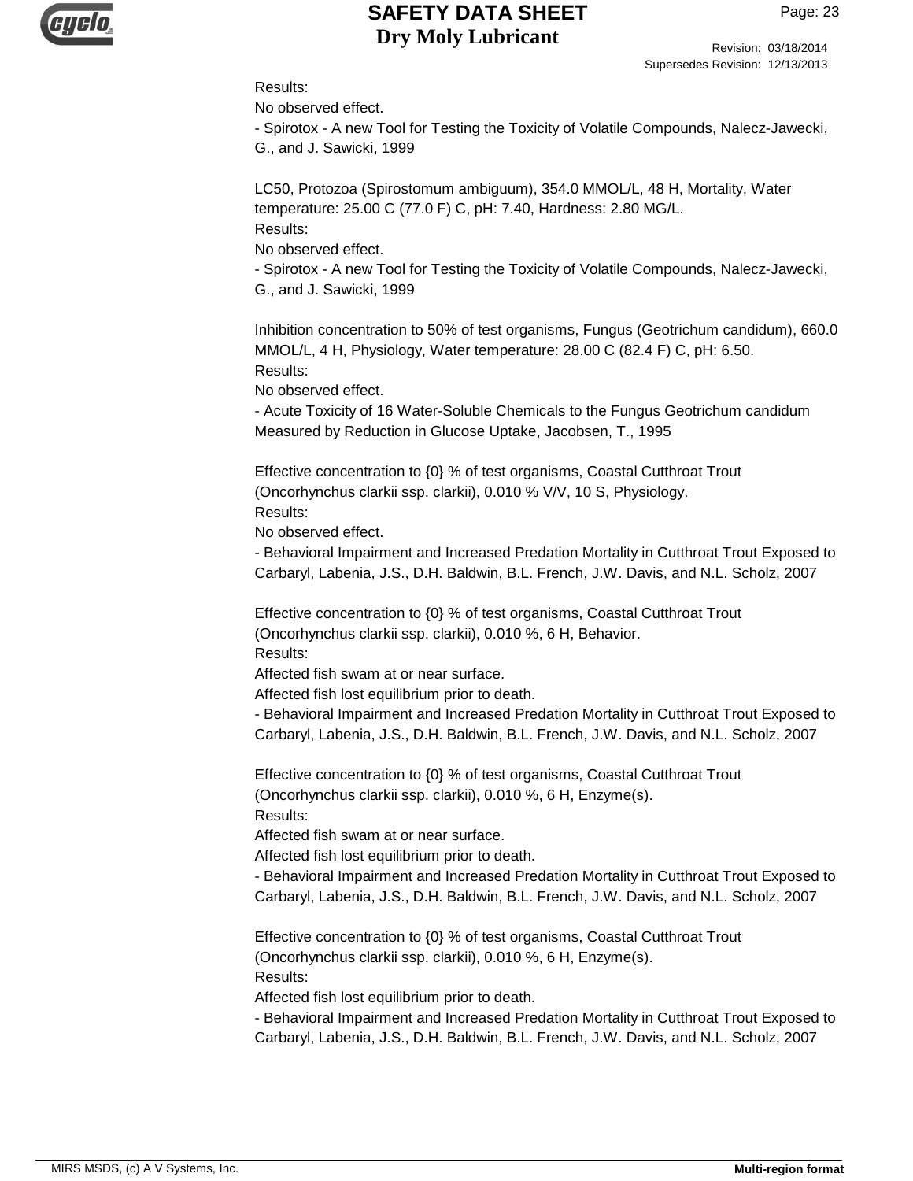Results:
No observed effect.
- Spirotox - A new Tool for Testing the Toxicity of Volatile Compounds, Nalecz-Jawecki, G., and J. Sawicki, 1999

LC50, Protozoa (Spirostomum ambiguum), 354.0 MMOL/L, 48 H, Mortality, Water temperature: 25.00 C (77.0 F) C, pH: 7.40, Hardness: 2.80 MG/L.
Results:
No observed effect.
- Spirotox - A new Tool for Testing the Toxicity of Volatile Compounds, Nalecz-Jawecki, G., and J. Sawicki, 1999

Inhibition concentration to 50% of test organisms, Fungus (Geotrichum candidum), 660.0 MMOL/L, 4 H, Physiology, Water temperature: 28.00 C (82.4 F) C, pH: 6.50.
Results:
No observed effect.
- Acute Toxicity of 16 Water-Soluble Chemicals to the Fungus Geotrichum candidum Measured by Reduction in Glucose Uptake, Jacobsen, T., 1995

Effective concentration to {0} % of test organisms, Coastal Cutthroat Trout (Oncorhynchus clarkii ssp. clarkii), 0.010 % V/V, 10 S, Physiology.
Results:
No observed effect.
- Behavioral Impairment and Increased Predation Mortality in Cutthroat Trout Exposed to Carbaryl, Labenia, J.S., D.H. Baldwin, B.L. French, J.W. Davis, and N.L. Scholz, 2007

Effective concentration to {0} % of test organisms, Coastal Cutthroat Trout (Oncorhynchus clarkii ssp. clarkii), 0.010 %, 6 H, Behavior.
Results:
Affected fish swam at or near surface.
Affected fish lost equilibrium prior to death.
- Behavioral Impairment and Increased Predation Mortality in Cutthroat Trout Exposed to Carbaryl, Labenia, J.S., D.H. Baldwin, B.L. French, J.W. Davis, and N.L. Scholz, 2007

Effective concentration to {0} % of test organisms, Coastal Cutthroat Trout (Oncorhynchus clarkii ssp. clarkii), 0.010 %, 6 H, Enzyme(s).
Results:
Affected fish swam at or near surface.
Affected fish lost equilibrium prior to death.
- Behavioral Impairment and Increased Predation Mortality in Cutthroat Trout Exposed to Carbaryl, Labenia, J.S., D.H. Baldwin, B.L. French, J.W. Davis, and N.L. Scholz, 2007

Effective concentration to {0} % of test organisms, Coastal Cutthroat Trout (Oncorhynchus clarkii ssp. clarkii), 0.010 %, 6 H, Enzyme(s).
Results:
Affected fish lost equilibrium prior to death.
- Behavioral Impairment and Increased Predation Mortality in Cutthroat Trout Exposed to Carbaryl, Labenia, J.S., D.H. Baldwin, B.L. French, J.W. Davis, and N.L. Scholz, 2007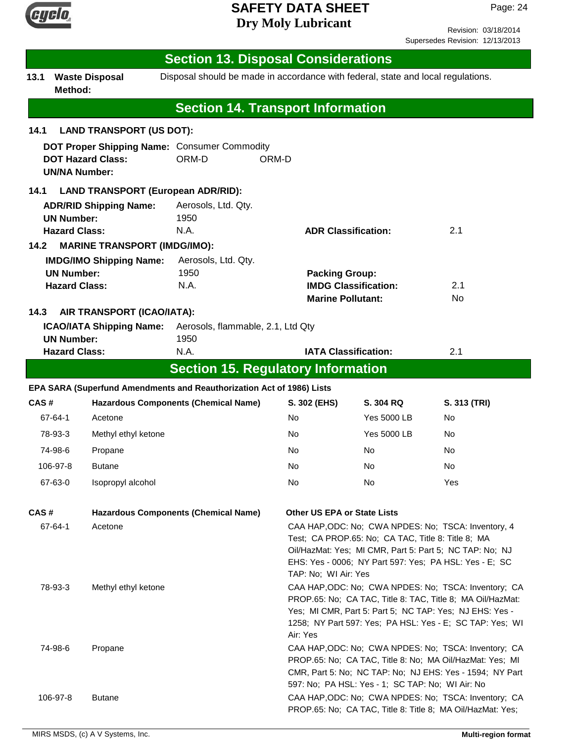## Section 13. Disposal Considerations

**13.1 Waste Disposal Method:** Disposal should be made in accordance with federal, state and local regulations.

## Section 14. Transport Information

**14.1 LAND TRANSPORT (US DOT):**

**DOT Proper Shipping Name:** Consumer Commodity
**DOT Hazard Class:** ORM-D ORM-D
**UN/NA Number:**

**14.1 LAND TRANSPORT (European ADR/RID):**

**ADR/RID Shipping Name:** Aerosols, Ltd. Qty.
**UN Number:** 1950
**Hazard Class:** N.A. **ADR Classification:** 2.1

**14.2 MARINE TRANSPORT (IMDG/IMO):**

**IMDG/IMO Shipping Name:** Aerosols, Ltd. Qty.
**UN Number:** 1950 **Packing Group:**
**Hazard Class:** N.A. **IMDG Classification:** 2.1
**Marine Pollutant:** No

**14.3 AIR TRANSPORT (ICAO/IATA):**

**ICAO/IATA Shipping Name:** Aerosols, flammable, 2.1, Ltd Qty
**UN Number:** 1950
**Hazard Class:** N.A. **IATA Classification:** 2.1

## Section 15. Regulatory Information

**EPA SARA (Superfund Amendments and Reauthorization Act of 1986) Lists**

| CAS # | Hazardous Components (Chemical Name) | S. 302 (EHS) | S. 304 RQ | S. 313 (TRI) |
|---|---|---|---|---|
| 67-64-1 | Acetone | No | Yes 5000 LB | No |
| 78-93-3 | Methyl ethyl ketone | No | Yes 5000 LB | No |
| 74-98-6 | Propane | No | No | No |
| 106-97-8 | Butane | No | No | No |
| 67-63-0 | Isopropyl alcohol | No | No | Yes |

| CAS # | Hazardous Components (Chemical Name) | Other US EPA or State Lists |
|---|---|---|
| 67-64-1 | Acetone | CAA HAP,ODC: No; CWA NPDES: No; TSCA: Inventory, 4 Test; CA PROP.65: No; CA TAC, Title 8: Title 8; MA Oil/HazMat: Yes; MI CMR, Part 5: Part 5; NC TAP: No; NJ EHS: Yes - 0006; NY Part 597: Yes; PA HSL: Yes - E; SC TAP: No; WI Air: Yes |
| 78-93-3 | Methyl ethyl ketone | CAA HAP,ODC: No; CWA NPDES: No; TSCA: Inventory; CA PROP.65: No; CA TAC, Title 8: TAC, Title 8; MA Oil/HazMat: Yes; MI CMR, Part 5: Part 5; NC TAP: Yes; NJ EHS: Yes - 1258; NY Part 597: Yes; PA HSL: Yes - E; SC TAP: Yes; WI Air: Yes |
| 74-98-6 | Propane | CAA HAP,ODC: No; CWA NPDES: No; TSCA: Inventory; CA PROP.65: No; CA TAC, Title 8: No; MA Oil/HazMat: Yes; MI CMR, Part 5: No; NC TAP: No; NJ EHS: Yes - 1594; NY Part 597: No; PA HSL: Yes - 1; SC TAP: No; WI Air: No |
| 106-97-8 | Butane | CAA HAP,ODC: No; CWA NPDES: No; TSCA: Inventory; CA PROP.65: No; CA TAC, Title 8: Title 8; MA Oil/HazMat: Yes; |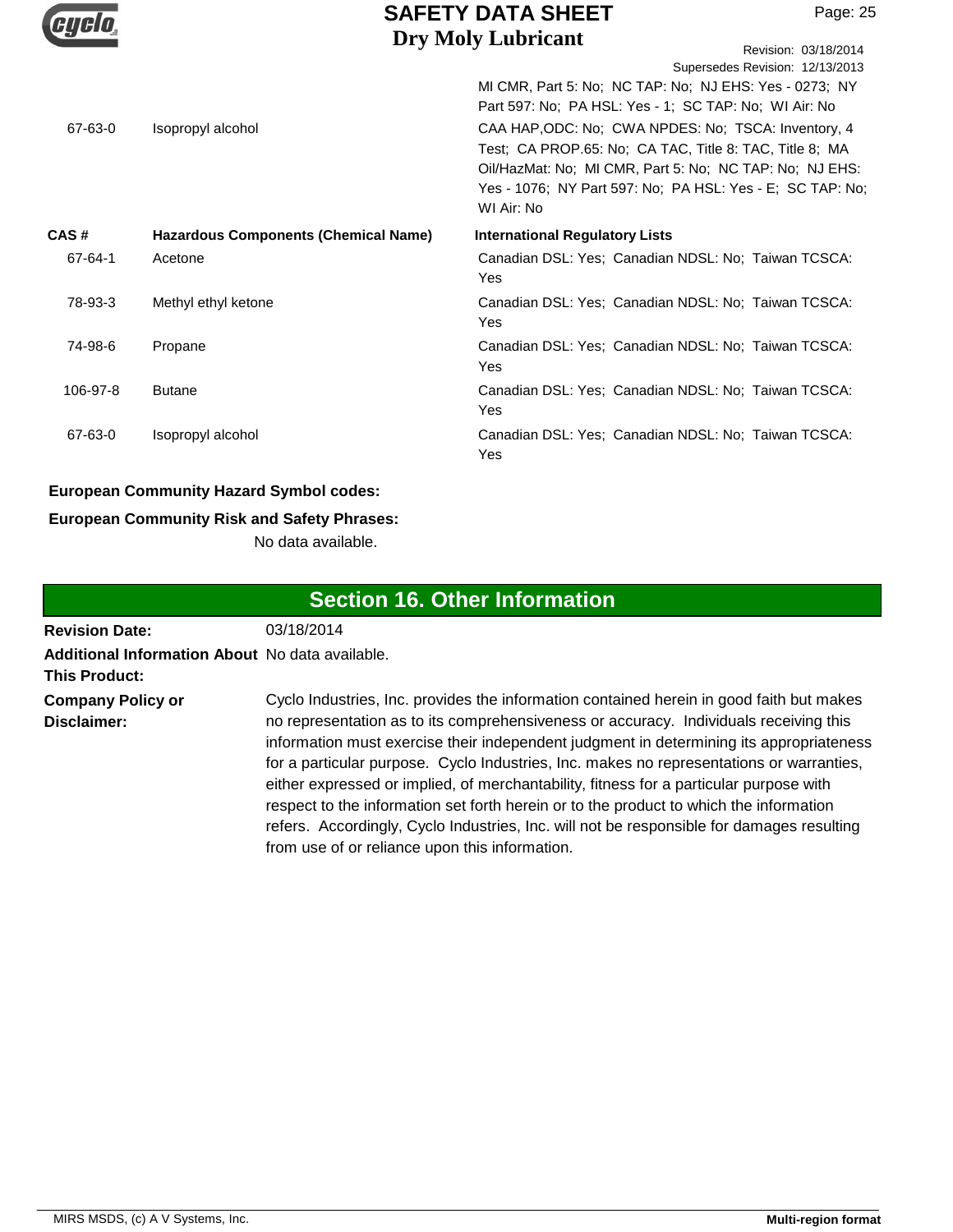| | | |
|---|---|---|
| | | MI CMR, Part 5: No; NC TAP: No; NJ EHS: Yes - 0273; NY Part 597: No; PA HSL: Yes - 1; SC TAP: No; WI Air: No |
| 67-63-0 | Isopropyl alcohol | CAA HAP,ODC: No; CWA NPDES: No; TSCA: Inventory, 4 Test; CA PROP.65: No; CA TAC, Title 8: TAC, Title 8; MA Oil/HazMat: No; MI CMR, Part 5: No; NC TAP: No; NJ EHS: Yes - 1076; NY Part 597: No; PA HSL: Yes - E; SC TAP: No; WI Air: No |

| CAS # | Hazardous Components (Chemical Name) | International Regulatory Lists |
|---|---|---|
| 67-64-1 | Acetone | Canadian DSL: Yes; Canadian NDSL: No; Taiwan TCSCA: Yes |
| 78-93-3 | Methyl ethyl ketone | Canadian DSL: Yes; Canadian NDSL: No; Taiwan TCSCA: Yes |
| 74-98-6 | Propane | Canadian DSL: Yes; Canadian NDSL: No; Taiwan TCSCA: Yes |
| 106-97-8 | Butane | Canadian DSL: Yes; Canadian NDSL: No; Taiwan TCSCA: Yes |
| 67-63-0 | Isopropyl alcohol | Canadian DSL: Yes; Canadian NDSL: No; Taiwan TCSCA: Yes |

**European Community Hazard Symbol codes:**

**European Community Risk and Safety Phrases:**

No data available.

## Section 16. Other Information

**Revision Date:** 03/18/2014

**Additional Information About This Product:** No data available.

**Company Policy or Disclaimer:** Cyclo Industries, Inc. provides the information contained herein in good faith but makes no representation as to its comprehensiveness or accuracy. Individuals receiving this information must exercise their independent judgment in determining its appropriateness for a particular purpose. Cyclo Industries, Inc. makes no representations or warranties, either expressed or implied, of merchantability, fitness for a particular purpose with respect to the information set forth herein or to the product to which the information refers. Accordingly, Cyclo Industries, Inc. will not be responsible for damages resulting from use of or reliance upon this information.